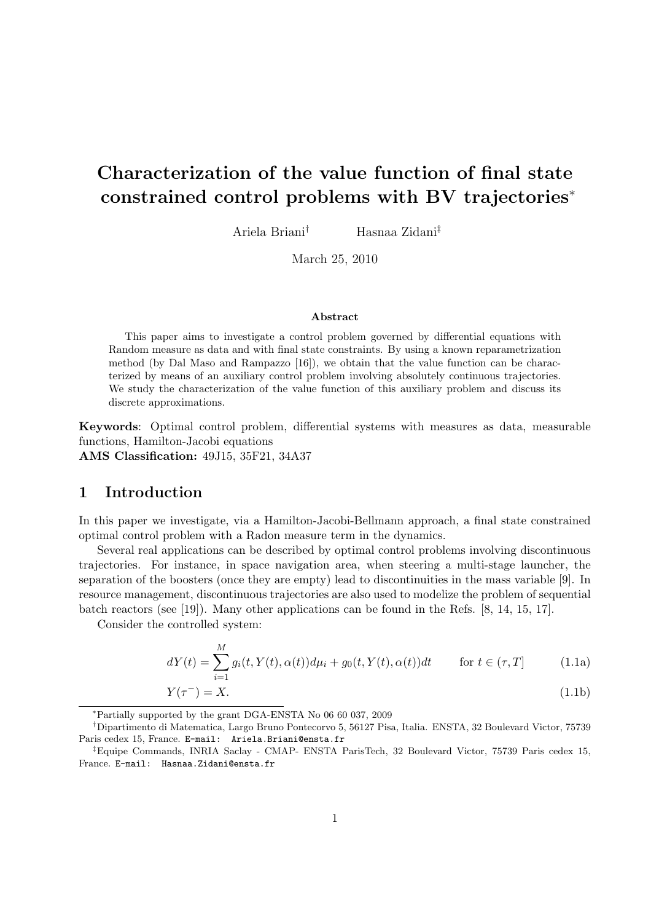# Characterization of the value function of final state constrained control problems with BV trajectories*

Ariela Briani[†] Hasnaa Zidani[‡]

March 25, 2010

**Abstract**

This paper aims to investigate a control problem governed by differential equations with Random measure as data and with final state constraints. By using a known reparametrization method (by Dal Maso and Rampazzo [16]), we obtain that the value function can be characterized by means of an auxiliary control problem involving absolutely continuous trajectories. We study the characterization of the value function of this auxiliary problem and discuss its discrete approximations.

**Keywords**: Optimal control problem, differential systems with measures as data, measurable functions, Hamilton-Jacobi equations
**AMS Classification:** 49J15, 35F21, 34A37

## 1 Introduction

In this paper we investigate, via a Hamilton-Jacobi-Bellmann approach, a final state constrained optimal control problem with a Radon measure term in the dynamics.

Several real applications can be described by optimal control problems involving discontinuous trajectories. For instance, in space navigation area, when steering a multi-stage launcher, the separation of the boosters (once they are empty) lead to discontinuities in the mass variable [9]. In resource management, discontinuous trajectories are also used to modelize the problem of sequential batch reactors (see [19]). Many other applications can be found in the Refs. [8, 14, 15, 17].

Consider the controlled system:

$$dY(t) = \sum_{i=1}^{M} g_i(t, Y(t), \alpha(t))d\mu_i + g_0(t, Y(t), \alpha(t))dt \qquad \text{for } t \in (\tau, T] \tag{1.1a}$$

$$Y(\tau^-) = X. \tag{1.1b}$$

---

*Partially supported by the grant DGA-ENSTA No 06 60 037, 2009

[†]Dipartimento di Matematica, Largo Bruno Pontecorvo 5, 56127 Pisa, Italia. ENSTA, 32 Boulevard Victor, 75739 Paris cedex 15, France. E-mail: Ariela.Briani@ensta.fr

[‡]Equipe Commands, INRIA Saclay - CMAP- ENSTA ParisTech, 32 Boulevard Victor, 75739 Paris cedex 15, France. E-mail: Hasnaa.Zidani@ensta.fr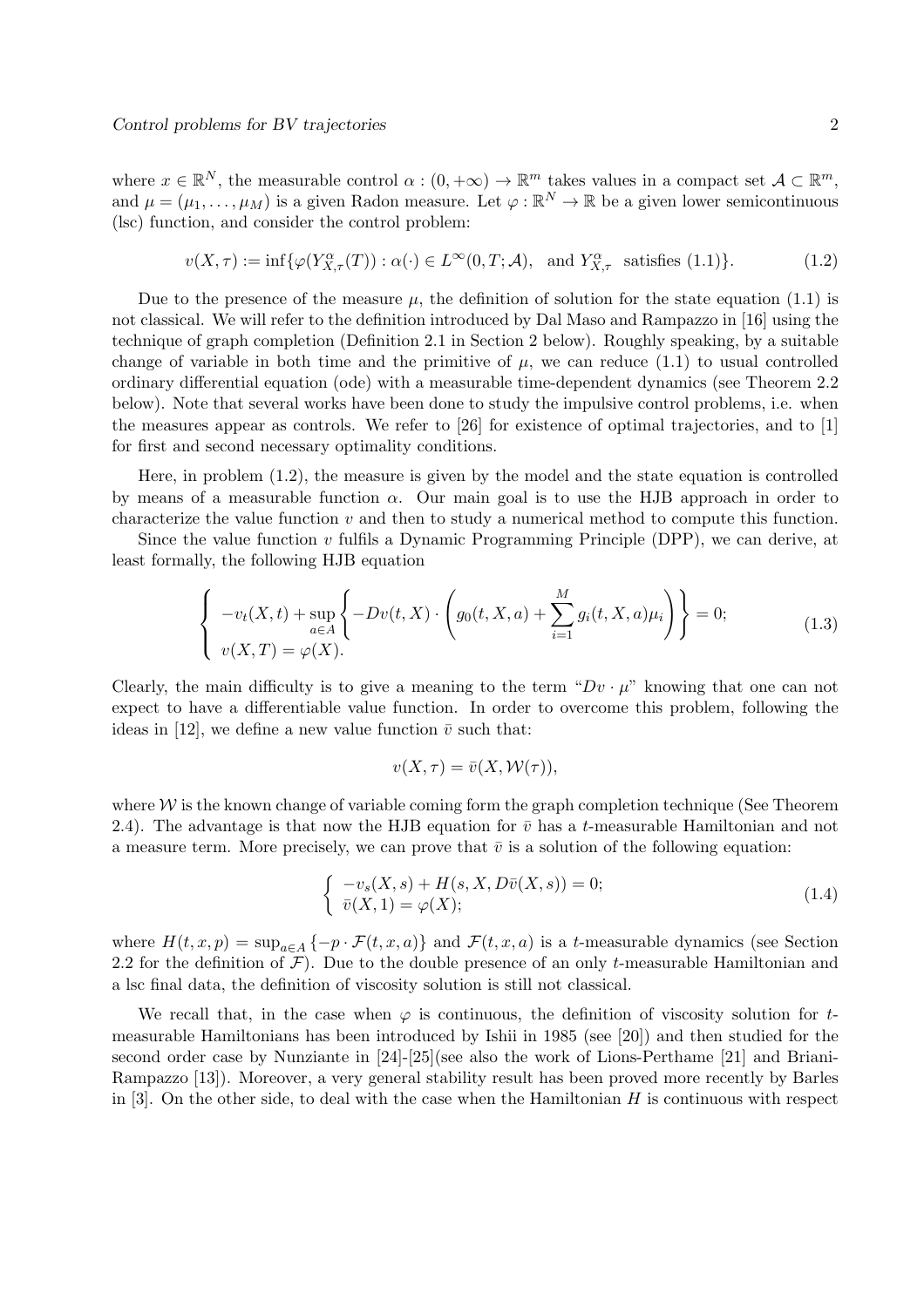where $x \in \mathbb{R}^N$, the measurable control $\alpha : (0, +\infty) \to \mathbb{R}^m$ takes values in a compact set $\mathcal{A} \subset \mathbb{R}^m$, and $\mu = (\mu_1, \dots, \mu_M)$ is a given Radon measure. Let $\varphi : \mathbb{R}^N \to \mathbb{R}$ be a given lower semicontinuous (lsc) function, and consider the control problem:

$$v(X, \tau) := \inf\{\varphi(Y^\alpha_{X,\tau}(T)) : \alpha(\cdot) \in L^\infty(0, T; \mathcal{A}), \text{ and } Y^\alpha_{X,\tau} \text{ satisfies (1.1)}\}. \tag{1.2}$$

Due to the presence of the measure $\mu$, the definition of solution for the state equation (1.1) is not classical. We will refer to the definition introduced by Dal Maso and Rampazzo in [16] using the technique of graph completion (Definition 2.1 in Section 2 below). Roughly speaking, by a suitable change of variable in both time and the primitive of $\mu$, we can reduce (1.1) to usual controlled ordinary differential equation (ode) with a measurable time-dependent dynamics (see Theorem 2.2 below). Note that several works have been done to study the impulsive control problems, i.e. when the measures appear as controls. We refer to [26] for existence of optimal trajectories, and to [1] for first and second necessary optimality conditions.

Here, in problem (1.2), the measure is given by the model and the state equation is controlled by means of a measurable function $\alpha$. Our main goal is to use the HJB approach in order to characterize the value function $v$ and then to study a numerical method to compute this function.

Since the value function $v$ fulfils a Dynamic Programming Principle (DPP), we can derive, at least formally, the following HJB equation

$$\left\{ \begin{array}{l} -v_t(X, t) + \sup_{a \in A} \left\{ -Dv(t, X) \cdot \left( g_0(t, X, a) + \sum_{i=1}^{M} g_i(t, X, a)\mu_i \right) \right\} = 0; \\ v(X, T) = \varphi(X). \end{array} \right. \tag{1.3}$$

Clearly, the main difficulty is to give a meaning to the term "$Dv \cdot \mu$" knowing that one can not expect to have a differentiable value function. In order to overcome this problem, following the ideas in [12], we define a new value function $\bar{v}$ such that:

$$v(X, \tau) = \bar{v}(X, \mathcal{W}(\tau)),$$

where $\mathcal{W}$ is the known change of variable coming form the graph completion technique (See Theorem 2.4). The advantage is that now the HJB equation for $\bar{v}$ has a $t$-measurable Hamiltonian and not a measure term. More precisely, we can prove that $\bar{v}$ is a solution of the following equation:

$$\left\{ \begin{array}{l} -v_s(X, s) + H(s, X, D\bar{v}(X, s)) = 0; \\ \bar{v}(X, 1) = \varphi(X); \end{array} \right. \tag{1.4}$$

where $H(t, x, p) = \sup_{a \in A} \{-p \cdot \mathcal{F}(t, x, a)\}$ and $\mathcal{F}(t, x, a)$ is a $t$-measurable dynamics (see Section 2.2 for the definition of $\mathcal{F}$). Due to the double presence of an only $t$-measurable Hamiltonian and a lsc final data, the definition of viscosity solution is still not classical.

We recall that, in the case when $\varphi$ is continuous, the definition of viscosity solution for $t$-measurable Hamiltonians has been introduced by Ishii in 1985 (see [20]) and then studied for the second order case by Nunziante in [24]-[25](see also the work of Lions-Perthame [21] and Briani-Rampazzo [13]). Moreover, a very general stability result has been proved more recently by Barles in [3]. On the other side, to deal with the case when the Hamiltonian $H$ is continuous with respect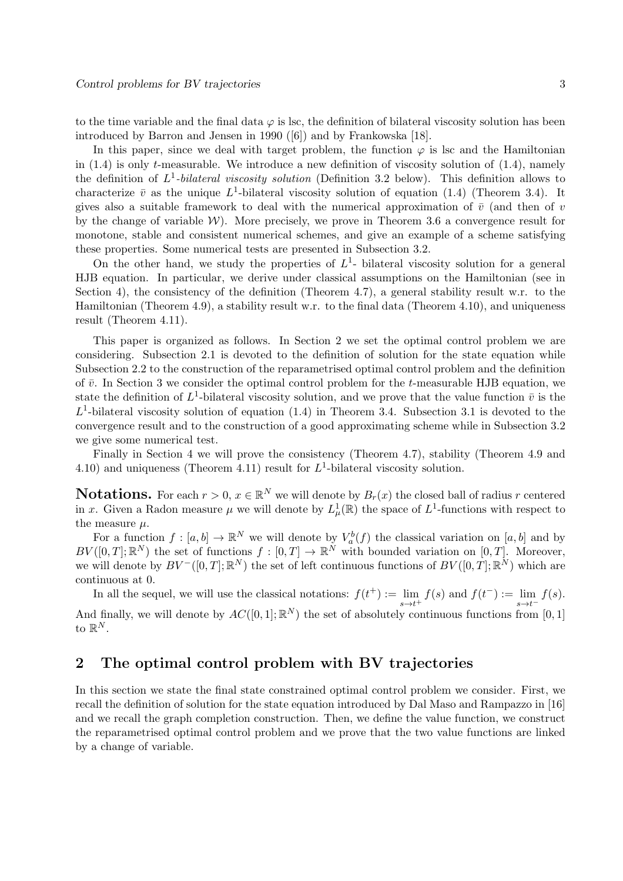to the time variable and the final data $\varphi$ is lsc, the definition of bilateral viscosity solution has been introduced by Barron and Jensen in 1990 ([6]) and by Frankowska [18].

In this paper, since we deal with target problem, the function $\varphi$ is lsc and the Hamiltonian in (1.4) is only $t$-measurable. We introduce a new definition of viscosity solution of (1.4), namely the definition of *$L^1$-bilateral viscosity solution* (Definition 3.2 below). This definition allows to characterize $\bar{v}$ as the unique $L^1$-bilateral viscosity solution of equation (1.4) (Theorem 3.4). It gives also a suitable framework to deal with the numerical approximation of $\bar{v}$ (and then of $v$ by the change of variable $\mathcal{W}$). More precisely, we prove in Theorem 3.6 a convergence result for monotone, stable and consistent numerical schemes, and give an example of a scheme satisfying these properties. Some numerical tests are presented in Subsection 3.2.

On the other hand, we study the properties of $L^1$- bilateral viscosity solution for a general HJB equation. In particular, we derive under classical assumptions on the Hamiltonian (see in Section 4), the consistency of the definition (Theorem 4.7), a general stability result w.r. to the Hamiltonian (Theorem 4.9), a stability result w.r. to the final data (Theorem 4.10), and uniqueness result (Theorem 4.11).

This paper is organized as follows. In Section 2 we set the optimal control problem we are considering. Subsection 2.1 is devoted to the definition of solution for the state equation while Subsection 2.2 to the construction of the reparametrised optimal control problem and the definition of $\bar{v}$. In Section 3 we consider the optimal control problem for the $t$-measurable HJB equation, we state the definition of $L^1$-bilateral viscosity solution, and we prove that the value function $\bar{v}$ is the $L^1$-bilateral viscosity solution of equation (1.4) in Theorem 3.4. Subsection 3.1 is devoted to the convergence result and to the construction of a good approximating scheme while in Subsection 3.2 we give some numerical test.

Finally in Section 4 we will prove the consistency (Theorem 4.7), stability (Theorem 4.9 and 4.10) and uniqueness (Theorem 4.11) result for $L^1$-bilateral viscosity solution.

**Notations.** For each $r > 0$, $x \in \mathbb{R}^N$ we will denote by $B_r(x)$ the closed ball of radius $r$ centered in $x$. Given a Radon measure $\mu$ we will denote by $L^1_\mu(\mathbb{R})$ the space of $L^1$-functions with respect to the measure $\mu$.

For a function $f : [a, b] \to \mathbb{R}^N$ we will denote by $V_a^b(f)$ the classical variation on $[a, b]$ and by $BV([0, T]; \mathbb{R}^N)$ the set of functions $f : [0, T] \to \mathbb{R}^N$ with bounded variation on $[0, T]$. Moreover, we will denote by $BV^-([0, T]; \mathbb{R}^N)$ the set of left continuous functions of $BV([0, T]; \mathbb{R}^N)$ which are continuous at 0.

In all the sequel, we will use the classical notations: $f(t^+) := \lim\limits_{s \to t^+} f(s)$ and $f(t^-) := \lim\limits_{s \to t^-} f(s)$. And finally, we will denote by $AC([0, 1]; \mathbb{R}^N)$ the set of absolutely continuous functions from $[0, 1]$ to $\mathbb{R}^N$.

## 2 The optimal control problem with BV trajectories

In this section we state the final state constrained optimal control problem we consider. First, we recall the definition of solution for the state equation introduced by Dal Maso and Rampazzo in [16] and we recall the graph completion construction. Then, we define the value function, we construct the reparametrised optimal control problem and we prove that the two value functions are linked by a change of variable.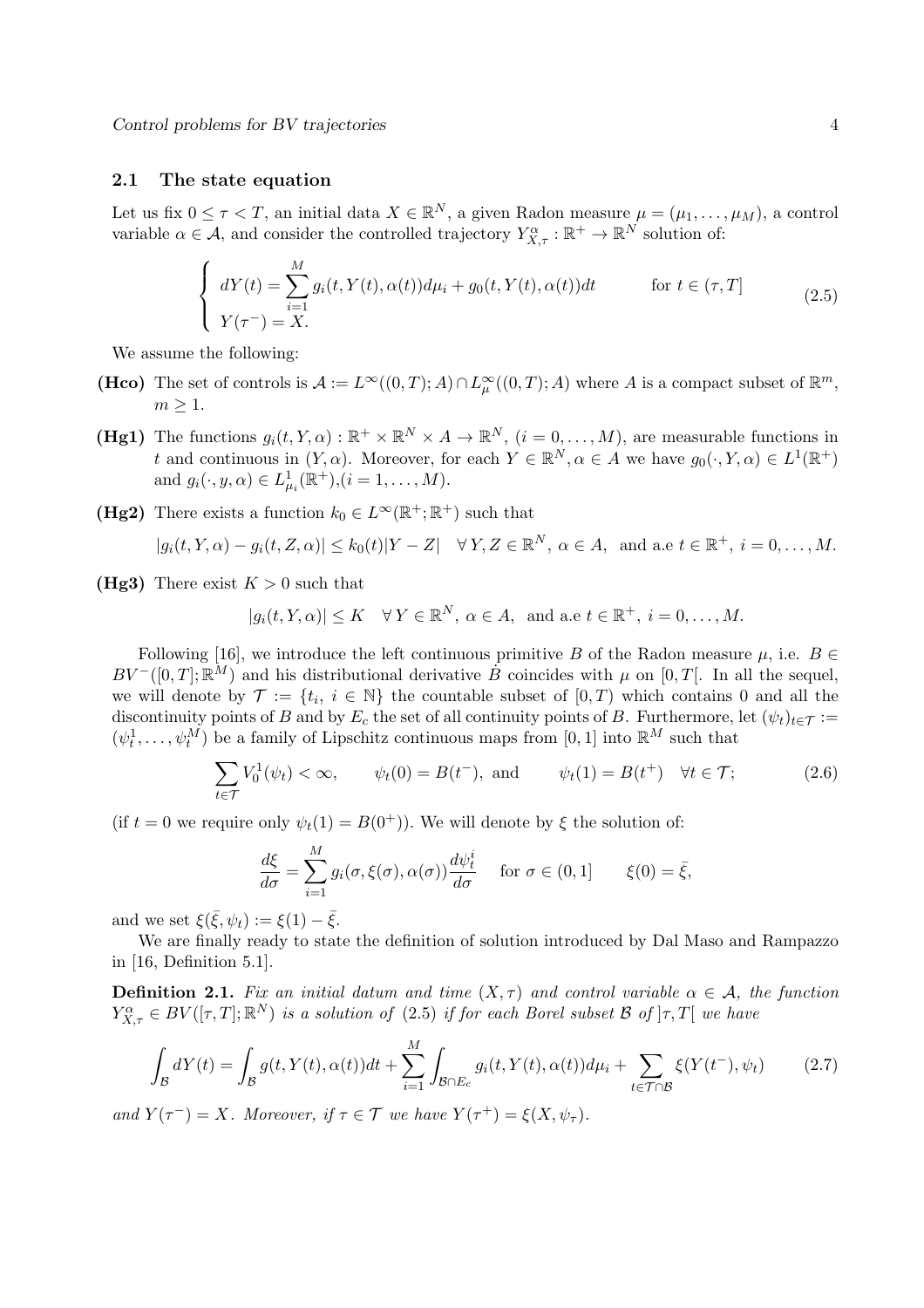### 2.1 The state equation

Let us fix $0 \leq \tau < T$, an initial data $X \in \mathbb{R}^N$, a given Radon measure $\mu = (\mu_1, \dots, \mu_M)$, a control variable $\alpha \in \mathcal{A}$, and consider the controlled trajectory $Y^\alpha_{X,\tau} : \mathbb{R}^+ \to \mathbb{R}^N$ solution of:

$$
\begin{cases}
dY(t) = \displaystyle\sum_{i=1}^{M} g_i(t, Y(t), \alpha(t)) d\mu_i + g_0(t, Y(t), \alpha(t)) dt & \text{for } t \in (\tau, T] \\
Y(\tau^-) = X.
\end{cases}
\tag{2.5}
$$

We assume the following:

**(Hco)** The set of controls is $\mathcal{A} := L^\infty((0,T); A) \cap L^\infty_\mu((0,T); A)$ where $A$ is a compact subset of $\mathbb{R}^m$, $m \geq 1$.

**(Hg1)** The functions $g_i(t, Y, \alpha) : \mathbb{R}^+ \times \mathbb{R}^N \times A \to \mathbb{R}^N$, $(i = 0, \dots, M)$, are measurable functions in $t$ and continuous in $(Y, \alpha)$. Moreover, for each $Y \in \mathbb{R}^N, \alpha \in A$ we have $g_0(\cdot, Y, \alpha) \in L^1(\mathbb{R}^+)$ and $g_i(\cdot, y, \alpha) \in L^1_{\mu_i}(\mathbb{R}^+)$, $(i = 1, \dots, M)$.

**(Hg2)** There exists a function $k_0 \in L^\infty(\mathbb{R}^+; \mathbb{R}^+)$ such that

$$|g_i(t, Y, \alpha) - g_i(t, Z, \alpha)| \leq k_0(t)|Y - Z| \quad \forall\, Y, Z \in \mathbb{R}^N,\ \alpha \in A, \text{ and a.e } t \in \mathbb{R}^+,\ i = 0, \dots, M.$$

**(Hg3)** There exist $K > 0$ such that

$$|g_i(t, Y, \alpha)| \leq K \quad \forall\, Y \in \mathbb{R}^N,\ \alpha \in A, \text{ and a.e } t \in \mathbb{R}^+,\ i = 0, \dots, M.$$

Following [16], we introduce the left continuous primitive $B$ of the Radon measure $\mu$, i.e. $B \in BV^-([0,T]; \mathbb{R}^M)$ and his distributional derivative $\dot{B}$ coincides with $\mu$ on $[0, T[$. In all the sequel, we will denote by $\mathcal{T} := \{t_i,\ i \in \mathbb{N}\}$ the countable subset of $[0, T)$ which contains 0 and all the discontinuity points of $B$ and by $E_c$ the set of all continuity points of $B$. Furthermore, let $(\psi_t)_{t \in \mathcal{T}} := (\psi^1_t, \dots, \psi^M_t)$ be a family of Lipschitz continuous maps from $[0,1]$ into $\mathbb{R}^M$ such that

$$\sum_{t \in \mathcal{T}} V^1_0(\psi_t) < \infty, \qquad \psi_t(0) = B(t^-), \text{ and } \qquad \psi_t(1) = B(t^+) \quad \forall t \in \mathcal{T}; \tag{2.6}$$

(if $t = 0$ we require only $\psi_t(1) = B(0^+)$). We will denote by $\xi$ the solution of:

$$\frac{d\xi}{d\sigma} = \sum_{i=1}^{M} g_i(\sigma, \xi(\sigma), \alpha(\sigma)) \frac{d\psi^i_t}{d\sigma} \quad \text{ for } \sigma \in (0,1] \qquad \xi(0) = \bar{\xi},$$

and we set $\xi(\bar{\xi}, \psi_t) := \xi(1) - \bar{\xi}$.

We are finally ready to state the definition of solution introduced by Dal Maso and Rampazzo in [16, Definition 5.1].

**Definition 2.1.** *Fix an initial datum and time $(X, \tau)$ and control variable $\alpha \in \mathcal{A}$, the function $Y^\alpha_{X,\tau} \in BV([\tau, T]; \mathbb{R}^N)$ is a solution of (2.5) if for each Borel subset $\mathcal{B}$ of $]\tau, T[$ we have*

$$\int_{\mathcal{B}} dY(t) = \int_{\mathcal{B}} g(t, Y(t), \alpha(t)) dt + \sum_{i=1}^{M} \int_{\mathcal{B} \cap E_c} g_i(t, Y(t), \alpha(t)) d\mu_i + \sum_{t \in \mathcal{T} \cap \mathcal{B}} \xi(Y(t^-), \psi_t) \tag{2.7}$$

*and $Y(\tau^-) = X$. Moreover, if $\tau \in \mathcal{T}$ we have $Y(\tau^+) = \xi(X, \psi_\tau)$.*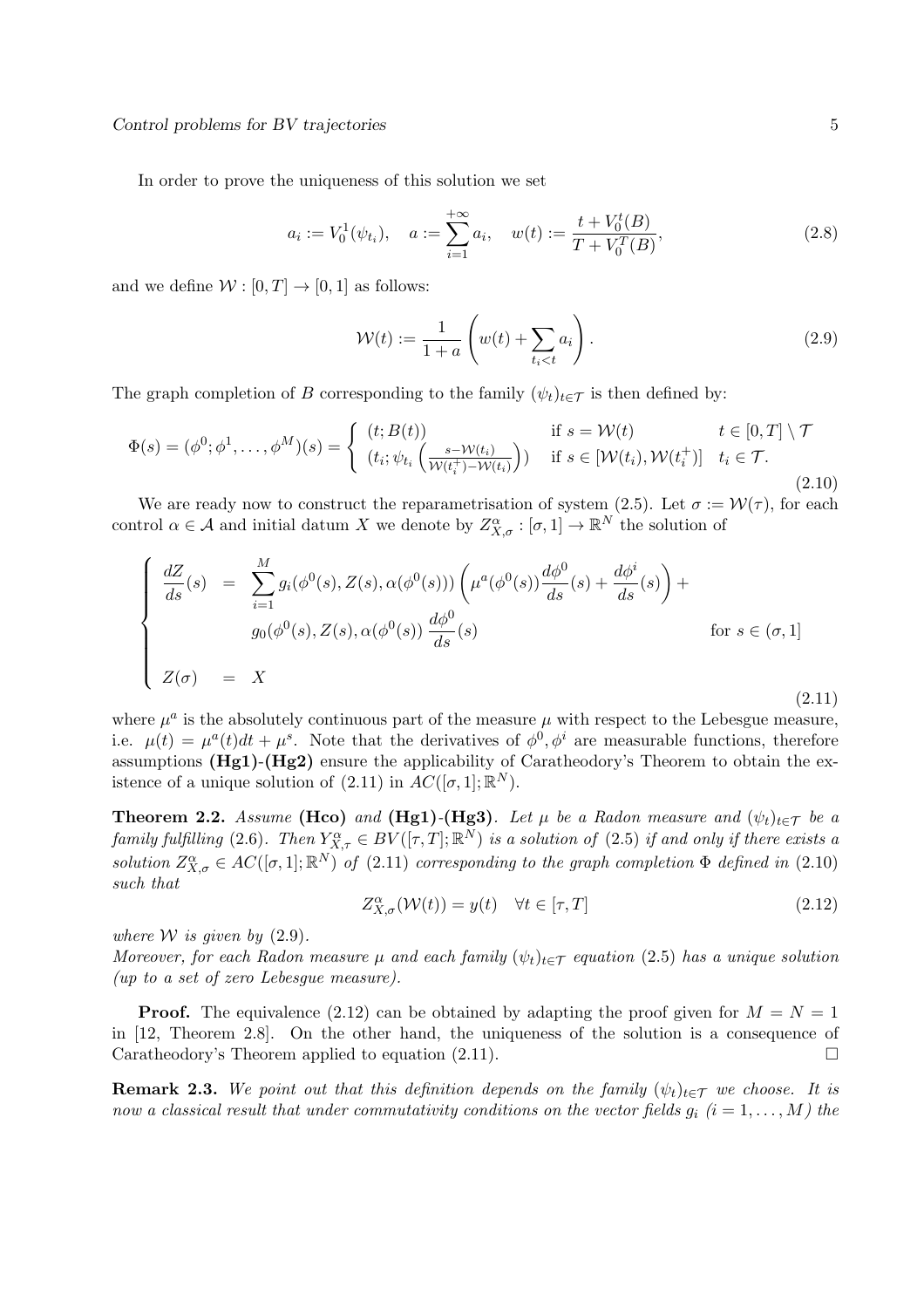In order to prove the uniqueness of this solution we set

$$
a_i := V_0^1(\psi_{t_i}), \quad a := \sum_{i=1}^{+\infty} a_i, \quad w(t) := \frac{t + V_0^t(B)}{T + V_0^T(B)}, \tag{2.8}
$$

and we define $\mathcal{W} : [0,T] \to [0,1]$ as follows:

$$
\mathcal{W}(t) := \frac{1}{1+a}\left( w(t) + \sum_{t_i < t} a_i \right). \tag{2.9}
$$

The graph completion of $B$ corresponding to the family $(\psi_t)_{t \in \mathcal{T}}$ is then defined by:

$$
\Phi(s) = (\phi^0; \phi^1, \dots, \phi^M)(s) = \begin{cases} (t; B(t)) & \text{if } s = \mathcal{W}(t) \qquad t \in [0,T] \setminus \mathcal{T} \\ (t_i; \psi_{t_i}\left(\frac{s - \mathcal{W}(t_i)}{\mathcal{W}(t_i^+) - \mathcal{W}(t_i)}\right)) & \text{if } s \in [\mathcal{W}(t_i), \mathcal{W}(t_i^+)] \quad t_i \in \mathcal{T}. \end{cases} \tag{2.10}
$$

We are ready now to construct the reparametrisation of system (2.5). Let $\sigma := \mathcal{W}(\tau)$, for each control $\alpha \in \mathcal{A}$ and initial datum $X$ we denote by $Z^\alpha_{X,\sigma} : [\sigma, 1] \to \mathbb{R}^N$ the solution of

$$
\begin{cases} \dfrac{dZ}{ds}(s) = \displaystyle\sum_{i=1}^{M} g_i(\phi^0(s), Z(s), \alpha(\phi^0(s)))\left(\mu^a(\phi^0(s))\frac{d\phi^0}{ds}(s) + \frac{d\phi^i}{ds}(s)\right) + \\ \qquad\qquad g_0(\phi^0(s), Z(s), \alpha(\phi^0(s))\,\dfrac{d\phi^0}{ds}(s) \qquad\qquad \text{for } s \in (\sigma, 1] \\ Z(\sigma) = X \end{cases} \tag{2.11}
$$

where $\mu^a$ is the absolutely continuous part of the measure $\mu$ with respect to the Lebesgue measure, i.e. $\mu(t) = \mu^a(t)dt + \mu^s$. Note that the derivatives of $\phi^0, \phi^i$ are measurable functions, therefore assumptions **(Hg1)-(Hg2)** ensure the applicability of Caratheodory's Theorem to obtain the existence of a unique solution of (2.11) in $AC([\sigma,1];\mathbb{R}^N)$.

**Theorem 2.2.** *Assume* **(Hco)** *and* **(Hg1)-(Hg3)**. *Let $\mu$ be a Radon measure and $(\psi_t)_{t\in\mathcal{T}}$ be a family fulfilling (2.6). Then $Y^\alpha_{X,\tau} \in BV([\tau,T];\mathbb{R}^N)$ is a solution of (2.5) if and only if there exists a solution $Z^\alpha_{X,\sigma} \in AC([\sigma,1];\mathbb{R}^N)$ of (2.11) corresponding to the graph completion $\Phi$ defined in (2.10) such that*

$$
Z^\alpha_{X,\sigma}(\mathcal{W}(t)) = y(t) \quad \forall t \in [\tau, T] \tag{2.12}
$$

*where $\mathcal{W}$ is given by (2.9).*
*Moreover, for each Radon measure $\mu$ and each family $(\psi_t)_{t\in\mathcal{T}}$ equation (2.5) has a unique solution (up to a set of zero Lebesgue measure).*

**Proof.** The equivalence (2.12) can be obtained by adapting the proof given for $M = N = 1$ in [12, Theorem 2.8]. On the other hand, the uniqueness of the solution is a consequence of Caratheodory's Theorem applied to equation (2.11). $\square$

**Remark 2.3.** *We point out that this definition depends on the family $(\psi_t)_{t\in\mathcal{T}}$ we choose. It is now a classical result that under commutativity conditions on the vector fields $g_i$ ($i = 1,\dots,M$) the*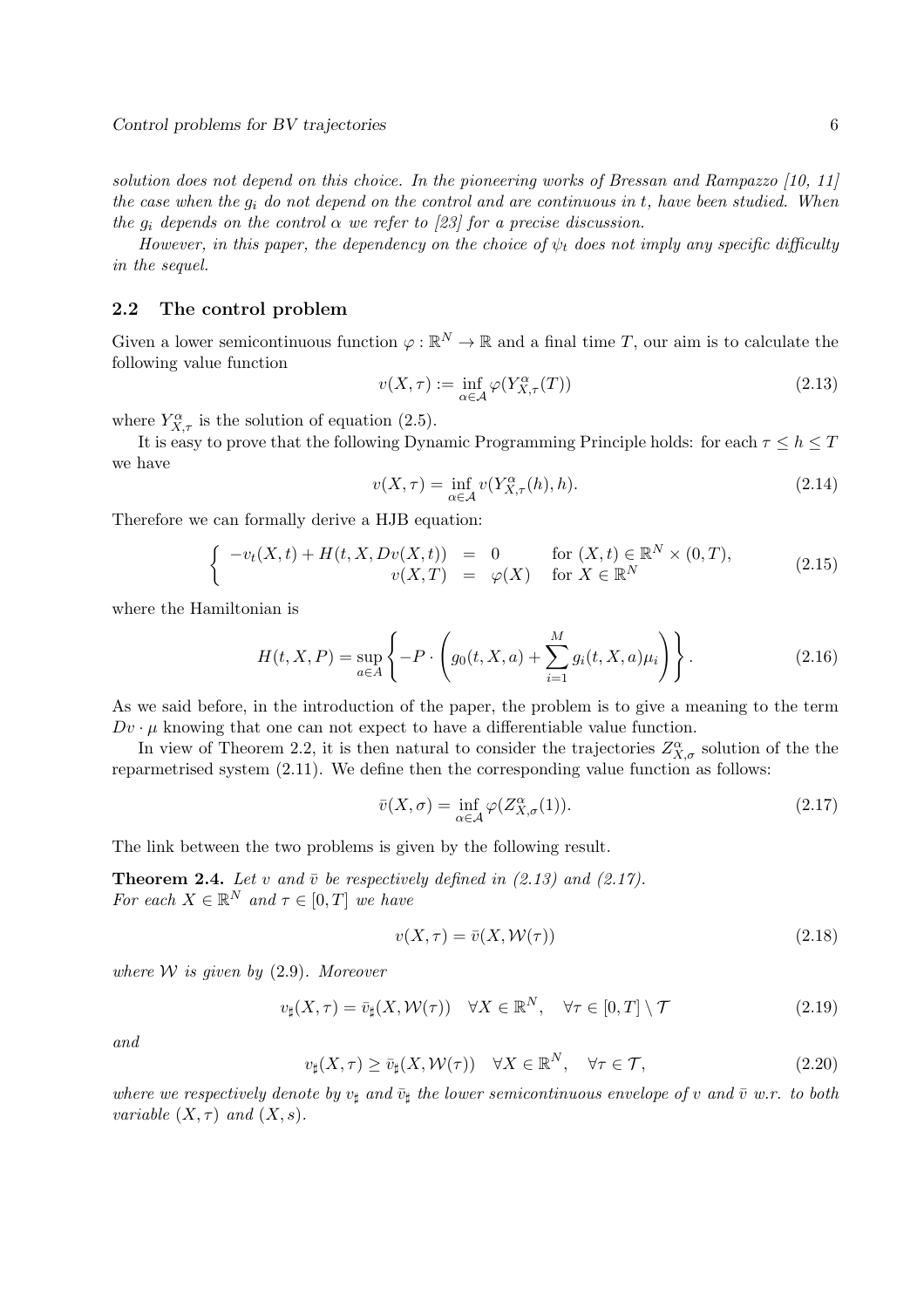*solution does not depend on this choice. In the pioneering works of Bressan and Rampazzo [10, 11] the case when the $g_i$ do not depend on the control and are continuous in $t$, have been studied. When the $g_i$ depends on the control $\alpha$ we refer to [23] for a precise discussion.*

*However, in this paper, the dependency on the choice of $\psi_t$ does not imply any specific difficulty in the sequel.*

### 2.2 The control problem

Given a lower semicontinuous function $\varphi : \mathbb{R}^N \to \mathbb{R}$ and a final time $T$, our aim is to calculate the following value function

$$v(X,\tau) := \inf_{\alpha \in \mathcal{A}} \varphi(Y^{\alpha}_{X,\tau}(T)) \tag{2.13}$$

where $Y^{\alpha}_{X,\tau}$ is the solution of equation (2.5).

It is easy to prove that the following Dynamic Programming Principle holds: for each $\tau \leq h \leq T$ we have

$$v(X,\tau) = \inf_{\alpha \in \mathcal{A}} v(Y^{\alpha}_{X,\tau}(h), h). \tag{2.14}$$

Therefore we can formally derive a HJB equation:

$$\begin{cases} -v_t(X,t) + H(t,X,Dv(X,t)) &= 0 \quad \text{for } (X,t) \in \mathbb{R}^N \times (0,T), \\ v(X,T) &= \varphi(X) \quad \text{for } X \in \mathbb{R}^N \end{cases} \tag{2.15}$$

where the Hamiltonian is

$$H(t,X,P) = \sup_{a \in A} \left\{ -P \cdot \left( g_0(t,X,a) + \sum_{i=1}^{M} g_i(t,X,a)\mu_i \right) \right\}. \tag{2.16}$$

As we said before, in the introduction of the paper, the problem is to give a meaning to the term $Dv \cdot \mu$ knowing that one can not expect to have a differentiable value function.

In view of Theorem 2.2, it is then natural to consider the trajectories $Z^{\alpha}_{X,\sigma}$ solution of the the reparmetrised system (2.11). We define then the corresponding value function as follows:

$$\bar{v}(X,\sigma) = \inf_{\alpha \in \mathcal{A}} \varphi(Z^{\alpha}_{X,\sigma}(1)). \tag{2.17}$$

The link between the two problems is given by the following result.

**Theorem 2.4.** *Let $v$ and $\bar{v}$ be respectively defined in (2.13) and (2.17). For each $X \in \mathbb{R}^N$ and $\tau \in [0,T]$ we have*

$$v(X,\tau) = \bar{v}(X, \mathcal{W}(\tau)) \tag{2.18}$$

*where $\mathcal{W}$ is given by (2.9). Moreover*

$$v_\sharp(X,\tau) = \bar{v}_\sharp(X,\mathcal{W}(\tau)) \quad \forall X \in \mathbb{R}^N, \quad \forall \tau \in [0,T] \setminus \mathcal{T} \tag{2.19}$$

*and*

$$v_\sharp(X,\tau) \geq \bar{v}_\sharp(X,\mathcal{W}(\tau)) \quad \forall X \in \mathbb{R}^N, \quad \forall \tau \in \mathcal{T}, \tag{2.20}$$

*where we respectively denote by $v_\sharp$ and $\bar{v}_\sharp$ the lower semicontinuous envelope of $v$ and $\bar{v}$ w.r. to both variable $(X,\tau)$ and $(X,s)$.*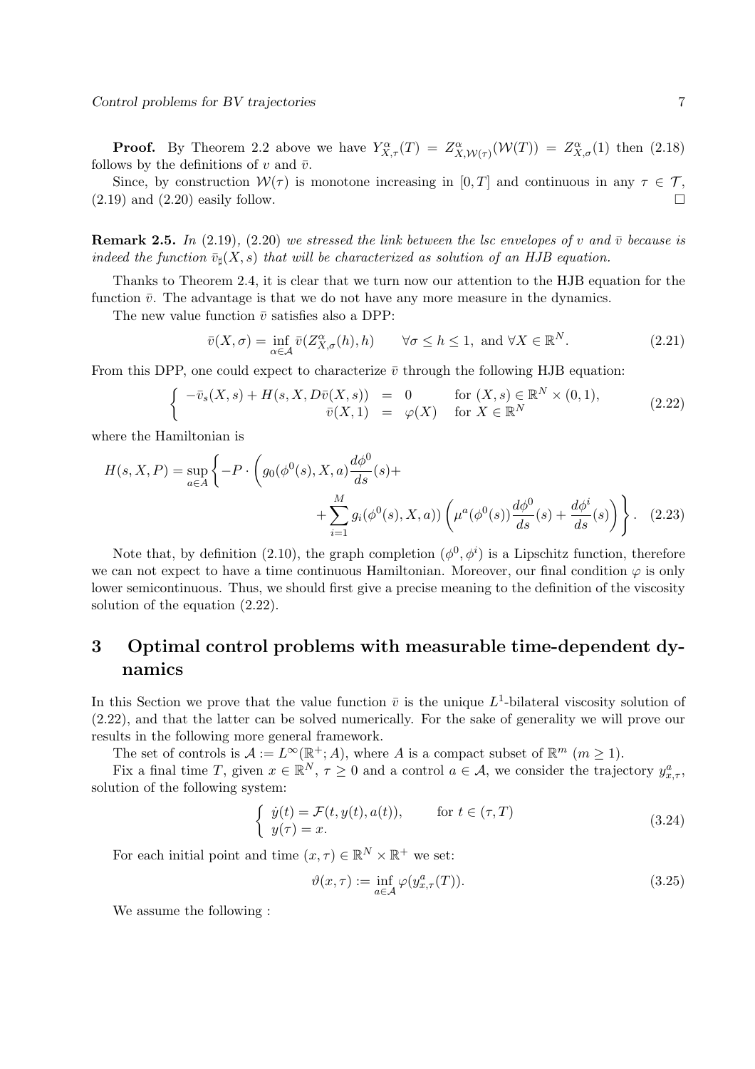**Proof.** By Theorem 2.2 above we have $Y^{\alpha}_{X,\tau}(T) = Z^{\alpha}_{X,\mathcal{W}(\tau)}(\mathcal{W}(T)) = Z^{\alpha}_{X,\sigma}(1)$ then (2.18) follows by the definitions of $v$ and $\bar{v}$.

Since, by construction $\mathcal{W}(\tau)$ is monotone increasing in $[0,T]$ and continuous in any $\tau \in \mathcal{T}$, (2.19) and (2.20) easily follow. $\square$

**Remark 2.5.** *In (2.19), (2.20) we stressed the link between the lsc envelopes of $v$ and $\bar{v}$ because is indeed the function $\bar{v}_\sharp(X,s)$ that will be characterized as solution of an HJB equation.*

Thanks to Theorem 2.4, it is clear that we turn now our attention to the HJB equation for the function $\bar{v}$. The advantage is that we do not have any more measure in the dynamics.

The new value function $\bar{v}$ satisfies also a DPP:

$$\bar{v}(X,\sigma) = \inf_{\alpha\in\mathcal{A}} \bar{v}(Z^{\alpha}_{X,\sigma}(h),h) \qquad \forall \sigma \le h \le 1, \text{ and } \forall X \in \mathbb{R}^N. \tag{2.21}$$

From this DPP, one could expect to characterize $\bar{v}$ through the following HJB equation:

$$\begin{cases} -\bar{v}_s(X,s) + H(s,X,D\bar{v}(X,s)) = 0 & \text{for } (X,s) \in \mathbb{R}^N \times (0,1), \\ \bar{v}(X,1) = \varphi(X) & \text{for } X \in \mathbb{R}^N \end{cases} \tag{2.22}$$

where the Hamiltonian is

$$H(s,X,P) = \sup_{a\in A}\left\{ -P\cdot \left( g_0(\phi^0(s),X,a)\frac{d\phi^0}{ds}(s) + \sum_{i=1}^{M} g_i(\phi^0(s),X,a))\left(\mu^a(\phi^0(s))\frac{d\phi^0}{ds}(s) + \frac{d\phi^i}{ds}(s)\right)\right)\right\}. \tag{2.23}$$

Note that, by definition (2.10), the graph completion $(\phi^0,\phi^i)$ is a Lipschitz function, therefore we can not expect to have a time continuous Hamiltonian. Moreover, our final condition $\varphi$ is only lower semicontinuous. Thus, we should first give a precise meaning to the definition of the viscosity solution of the equation (2.22).

# 3 Optimal control problems with measurable time-dependent dynamics

In this Section we prove that the value function $\bar{v}$ is the unique $L^1$-bilateral viscosity solution of (2.22), and that the latter can be solved numerically. For the sake of generality we will prove our results in the following more general framework.

The set of controls is $\mathcal{A} := L^\infty(\mathbb{R}^+;A)$, where $A$ is a compact subset of $\mathbb{R}^m$ $(m \ge 1)$.

Fix a final time $T$, given $x \in \mathbb{R}^N$, $\tau \ge 0$ and a control $a \in \mathcal{A}$, we consider the trajectory $y^a_{x,\tau}$, solution of the following system:

$$\begin{cases} \dot{y}(t) = \mathcal{F}(t,y(t),a(t)), & \text{for } t \in (\tau,T) \\ y(\tau) = x. \end{cases} \tag{3.24}$$

For each initial point and time $(x,\tau) \in \mathbb{R}^N \times \mathbb{R}^+$ we set:

$$\vartheta(x,\tau) := \inf_{a\in\mathcal{A}} \varphi(y^a_{x,\tau}(T)). \tag{3.25}$$

We assume the following :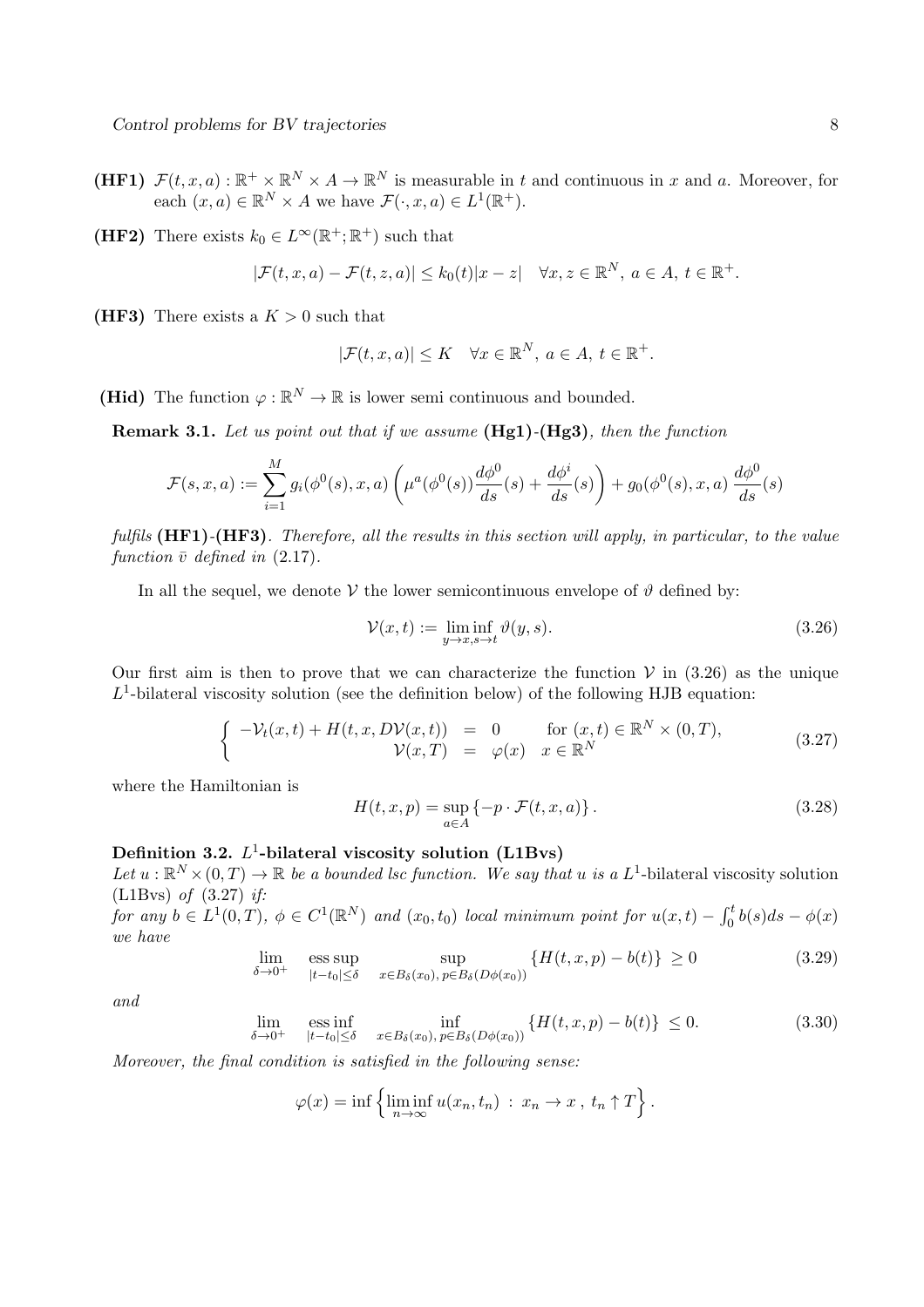**(HF1)** $\mathcal{F}(t,x,a) : \mathbb{R}^+ \times \mathbb{R}^N \times A \to \mathbb{R}^N$ is measurable in $t$ and continuous in $x$ and $a$. Moreover, for each $(x,a) \in \mathbb{R}^N \times A$ we have $\mathcal{F}(\cdot, x, a) \in L^1(\mathbb{R}^+)$.

**(HF2)** There exists $k_0 \in L^\infty(\mathbb{R}^+; \mathbb{R}^+)$ such that

$$|\mathcal{F}(t,x,a) - \mathcal{F}(t,z,a)| \leq k_0(t)|x - z| \quad \forall x, z \in \mathbb{R}^N,\ a \in A,\ t \in \mathbb{R}^+.$$

**(HF3)** There exists a $K > 0$ such that

$$|\mathcal{F}(t,x,a)| \leq K \quad \forall x \in \mathbb{R}^N,\ a \in A,\ t \in \mathbb{R}^+.$$

**(Hid)** The function $\varphi : \mathbb{R}^N \to \mathbb{R}$ is lower semi continuous and bounded.

**Remark 3.1.** *Let us point out that if we assume* **(Hg1)**-**(Hg3)**, *then the function*

$$\mathcal{F}(s,x,a) := \sum_{i=1}^{M} g_i(\phi^0(s), x, a) \left( \mu^a(\phi^0(s)) \frac{d\phi^0}{ds}(s) + \frac{d\phi^i}{ds}(s) \right) + g_0(\phi^0(s), x, a)\, \frac{d\phi^0}{ds}(s)$$

*fulfils* **(HF1)**-**(HF3)**. *Therefore, all the results in this section will apply, in particular, to the value function $\bar{v}$ defined in* (2.17).

In all the sequel, we denote $\mathcal{V}$ the lower semicontinuous envelope of $\vartheta$ defined by:

$$\mathcal{V}(x,t) := \liminf_{y \to x, s \to t} \vartheta(y,s). \tag{3.26}$$

Our first aim is then to prove that we can characterize the function $\mathcal{V}$ in (3.26) as the unique $L^1$-bilateral viscosity solution (see the definition below) of the following HJB equation:

$$\left\{ \begin{array}{rcll} -\mathcal{V}_t(x,t) + H(t,x,D\mathcal{V}(x,t)) & = & 0 & \text{for } (x,t) \in \mathbb{R}^N \times (0,T), \\ \mathcal{V}(x,T) & = & \varphi(x) & x \in \mathbb{R}^N \end{array} \right. \tag{3.27}$$

where the Hamiltonian is

$$H(t,x,p) = \sup_{a \in A} \left\{ -p \cdot \mathcal{F}(t,x,a) \right\}. \tag{3.28}$$

**Definition 3.2.** **$L^1$-bilateral viscosity solution (L1Bvs)**
*Let $u : \mathbb{R}^N \times (0,T) \to \mathbb{R}$ be a bounded lsc function. We say that $u$ is a* $L^1$-bilateral viscosity solution (L1Bvs) *of* (3.27) *if:*
*for any $b \in L^1(0,T)$, $\phi \in C^1(\mathbb{R}^N)$ and $(x_0,t_0)$ local minimum point for $u(x,t) - \int_0^t b(s)ds - \phi(x)$ we have*

$$\lim_{\delta \to 0^+} \ \operatorname*{ess\,sup}_{|t-t_0| \leq \delta} \ \sup_{x \in B_\delta(x_0),\, p \in B_\delta(D\phi(x_0))} \left\{ H(t,x,p) - b(t) \right\} \geq 0 \tag{3.29}$$

*and*

$$\lim_{\delta \to 0^+} \ \operatorname*{ess\,inf}_{|t-t_0| \leq \delta} \ \inf_{x \in B_\delta(x_0),\, p \in B_\delta(D\phi(x_0))} \left\{ H(t,x,p) - b(t) \right\} \leq 0. \tag{3.30}$$

*Moreover, the final condition is satisfied in the following sense:*

$$\varphi(x) = \inf \left\{ \liminf_{n \to \infty} u(x_n, t_n) \ :\ x_n \to x\ ,\ t_n \uparrow T \right\}.$$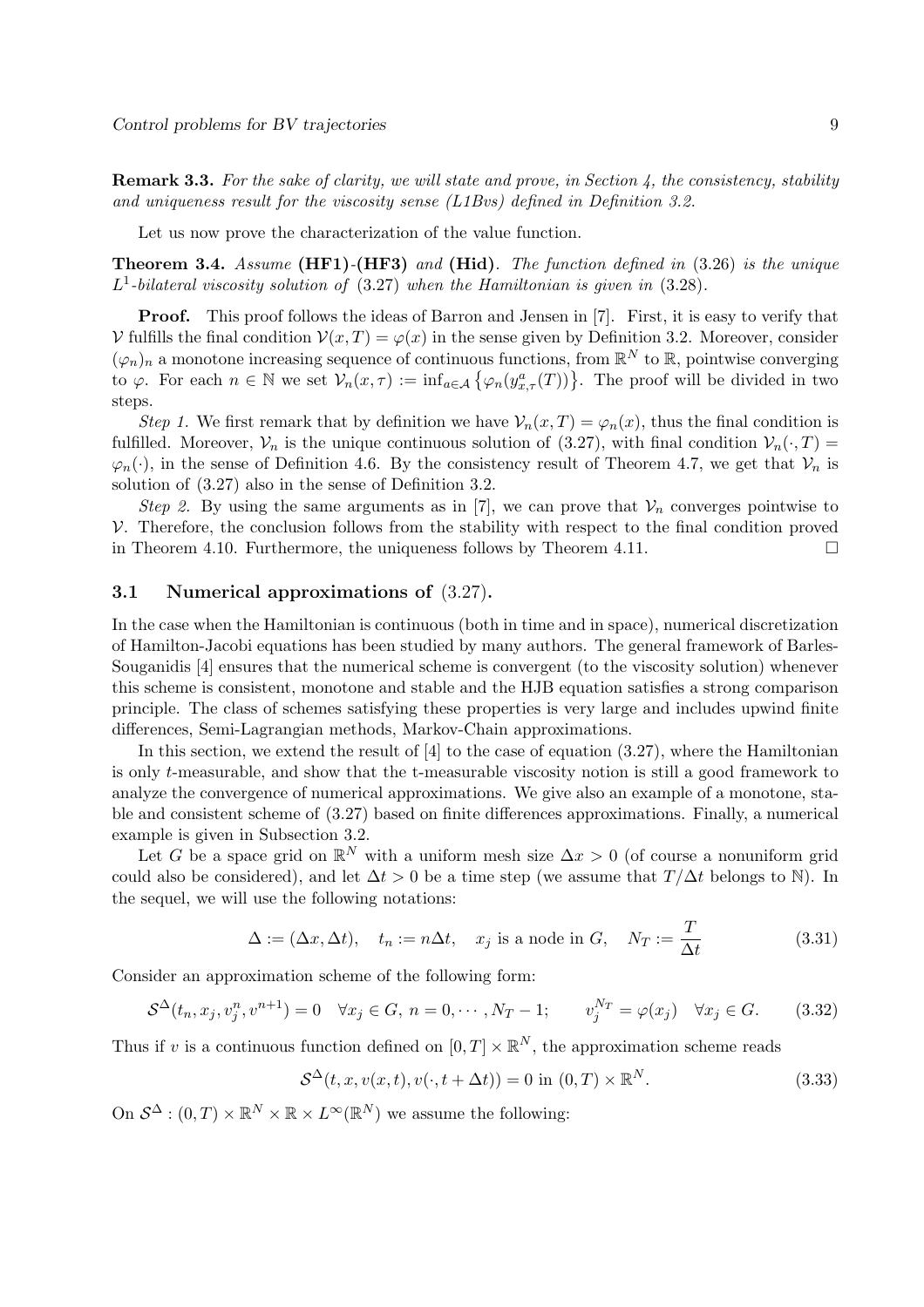**Remark 3.3.** *For the sake of clarity, we will state and prove, in Section 4, the consistency, stability and uniqueness result for the viscosity sense (L1Bvs) defined in Definition 3.2.*

Let us now prove the characterization of the value function.

**Theorem 3.4.** *Assume* **(HF1)**-**(HF3)** *and* **(Hid)**. *The function defined in* (3.26) *is the unique $L^1$-bilateral viscosity solution of* (3.27) *when the Hamiltonian is given in* (3.28).

**Proof.** This proof follows the ideas of Barron and Jensen in [7]. First, it is easy to verify that $\mathcal{V}$ fulfills the final condition $\mathcal{V}(x,T) = \varphi(x)$ in the sense given by Definition 3.2. Moreover, consider $(\varphi_n)_n$ a monotone increasing sequence of continuous functions, from $\mathbb{R}^N$ to $\mathbb{R}$, pointwise converging to $\varphi$. For each $n \in \mathbb{N}$ we set $\mathcal{V}_n(x,\tau) := \inf_{a\in\mathcal{A}} \left\{\varphi_n(y^a_{x,\tau}(T))\right\}$. The proof will be divided in two steps.

*Step 1.* We first remark that by definition we have $\mathcal{V}_n(x,T) = \varphi_n(x)$, thus the final condition is fulfilled. Moreover, $\mathcal{V}_n$ is the unique continuous solution of (3.27), with final condition $\mathcal{V}_n(\cdot,T) = \varphi_n(\cdot)$, in the sense of Definition 4.6. By the consistency result of Theorem 4.7, we get that $\mathcal{V}_n$ is solution of (3.27) also in the sense of Definition 3.2.

*Step 2.* By using the same arguments as in [7], we can prove that $\mathcal{V}_n$ converges pointwise to $\mathcal{V}$. Therefore, the conclusion follows from the stability with respect to the final condition proved in Theorem 4.10. Furthermore, the uniqueness follows by Theorem 4.11. □

### 3.1 Numerical approximations of (3.27).

In the case when the Hamiltonian is continuous (both in time and in space), numerical discretization of Hamilton-Jacobi equations has been studied by many authors. The general framework of Barles-Souganidis [4] ensures that the numerical scheme is convergent (to the viscosity solution) whenever this scheme is consistent, monotone and stable and the HJB equation satisfies a strong comparison principle. The class of schemes satisfying these properties is very large and includes upwind finite differences, Semi-Lagrangian methods, Markov-Chain approximations.

In this section, we extend the result of [4] to the case of equation (3.27), where the Hamiltonian is only $t$-measurable, and show that the t-measurable viscosity notion is still a good framework to analyze the convergence of numerical approximations. We give also an example of a monotone, stable and consistent scheme of (3.27) based on finite differences approximations. Finally, a numerical example is given in Subsection 3.2.

Let $G$ be a space grid on $\mathbb{R}^N$ with a uniform mesh size $\Delta x > 0$ (of course a nonuniform grid could also be considered), and let $\Delta t > 0$ be a time step (we assume that $T/\Delta t$ belongs to $\mathbb{N}$). In the sequel, we will use the following notations:

$$\Delta := (\Delta x, \Delta t), \quad t_n := n\Delta t, \quad x_j \text{ is a node in } G, \quad N_T := \frac{T}{\Delta t} \tag{3.31}$$

Consider an approximation scheme of the following form:

$$\mathcal{S}^\Delta(t_n, x_j, v^n_j, v^{n+1}) = 0 \quad \forall x_j \in G,\ n = 0,\cdots,N_T - 1; \qquad v^{N_T}_j = \varphi(x_j) \quad \forall x_j \in G. \tag{3.32}$$

Thus if $v$ is a continuous function defined on $[0,T]\times\mathbb{R}^N$, the approximation scheme reads

$$\mathcal{S}^\Delta(t, x, v(x,t), v(\cdot, t+\Delta t)) = 0 \text{ in } (0,T)\times\mathbb{R}^N. \tag{3.33}$$

On $\mathcal{S}^\Delta : (0,T)\times\mathbb{R}^N\times\mathbb{R}\times L^\infty(\mathbb{R}^N)$ we assume the following: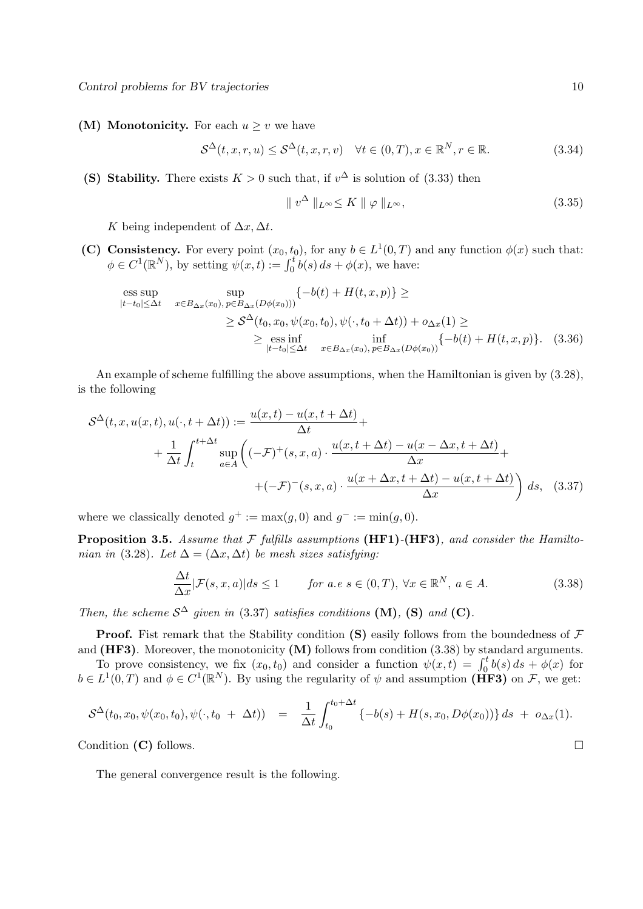**(M) Monotonicity.** For each $u \geq v$ we have

$$\mathcal{S}^{\Delta}(t,x,r,u) \leq \mathcal{S}^{\Delta}(t,x,r,v) \quad \forall t \in (0,T), x \in \mathbb{R}^N, r \in \mathbb{R}. \tag{3.34}$$

**(S) Stability.** There exists $K > 0$ such that, if $v^{\Delta}$ is solution of (3.33) then

$$\parallel v^{\Delta} \parallel_{L^\infty} \leq K \parallel \varphi \parallel_{L^\infty}, \tag{3.35}$$

$K$ being independent of $\Delta x, \Delta t$.

**(C) Consistency.** For every point $(x_0, t_0)$, for any $b \in L^1(0,T)$ and any function $\phi(x)$ such that: $\phi \in C^1(\mathbb{R}^N)$, by setting $\psi(x,t) := \int_0^t b(s)\, ds + \phi(x)$, we have:

$$\begin{aligned}
\operatorname*{ess\,sup}_{|t-t_0|\leq \Delta t} \quad \sup_{x \in B_{\Delta x}(x_0),\, p \in B_{\Delta x}(D\phi(x_0)))} \{-b(t) + H(t,x,p)\} \geq \\
\geq \mathcal{S}^{\Delta}(t_0, x_0, \psi(x_0,t_0), \psi(\cdot, t_0 + \Delta t)) + o_{\Delta x}(1) \geq \\
\geq \operatorname*{ess\,inf}_{|t-t_0|\leq \Delta t} \quad \inf_{x \in B_{\Delta x}(x_0),\, p \in B_{\Delta x}(D\phi(x_0))} \{-b(t) + H(t,x,p)\}.
\end{aligned} \tag{3.36}$$

An example of scheme fulfilling the above assumptions, when the Hamiltonian is given by (3.28), is the following

$$\begin{aligned}
\mathcal{S}^{\Delta}(t,x,u(x,t),u(\cdot,t+\Delta t)) := \frac{u(x,t) - u(x,t+\Delta t)}{\Delta t} + \\
+ \frac{1}{\Delta t} \int_t^{t+\Delta t} \sup_{a \in A} \bigg( (-\mathcal{F})^+(s,x,a) \cdot \frac{u(x,t+\Delta t) - u(x-\Delta x, t+\Delta t)}{\Delta x} + \\
+ (-\mathcal{F})^-(s,x,a) \cdot \frac{u(x+\Delta x, t+\Delta t) - u(x,t+\Delta t)}{\Delta x} \bigg)\, ds,
\end{aligned} \tag{3.37}$$

where we classically denoted $g^+ := \max(g,0)$ and $g^- := \min(g,0)$.

**Proposition 3.5.** *Assume that $\mathcal{F}$ fulfills assumptions* **(HF1)**-**(HF3)***, and consider the Hamiltonian in* (3.28)*. Let $\Delta = (\Delta x, \Delta t)$ be mesh sizes satisfying:*

$$\frac{\Delta t}{\Delta x} |\mathcal{F}(s,x,a)| ds \leq 1 \qquad \textit{for a.e } s \in (0,T),\ \forall x \in \mathbb{R}^N,\ a \in A. \tag{3.38}$$

*Then, the scheme $\mathcal{S}^{\Delta}$ given in* (3.37) *satisfies conditions* **(M)**, **(S)** *and* **(C)**.

**Proof.** Fist remark that the Stability condition **(S)** easily follows from the boundedness of $\mathcal{F}$ and **(HF3)**. Moreover, the monotonicity **(M)** follows from condition (3.38) by standard arguments.

To prove consistency, we fix $(x_0, t_0)$ and consider a function $\psi(x,t) = \int_0^t b(s)\, ds + \phi(x)$ for $b \in L^1(0,T)$ and $\phi \in C^1(\mathbb{R}^N)$. By using the regularity of $\psi$ and assumption **(HF3)** on $\mathcal{F}$, we get:

$$\mathcal{S}^{\Delta}(t_0, x_0, \psi(x_0,t_0), \psi(\cdot, t_0 + \Delta t)) = \frac{1}{\Delta t} \int_{t_0}^{t_0+\Delta t} \{-b(s) + H(s, x_0, D\phi(x_0))\}\, ds + o_{\Delta x}(1).$$

Condition **(C)** follows. $\square$

The general convergence result is the following.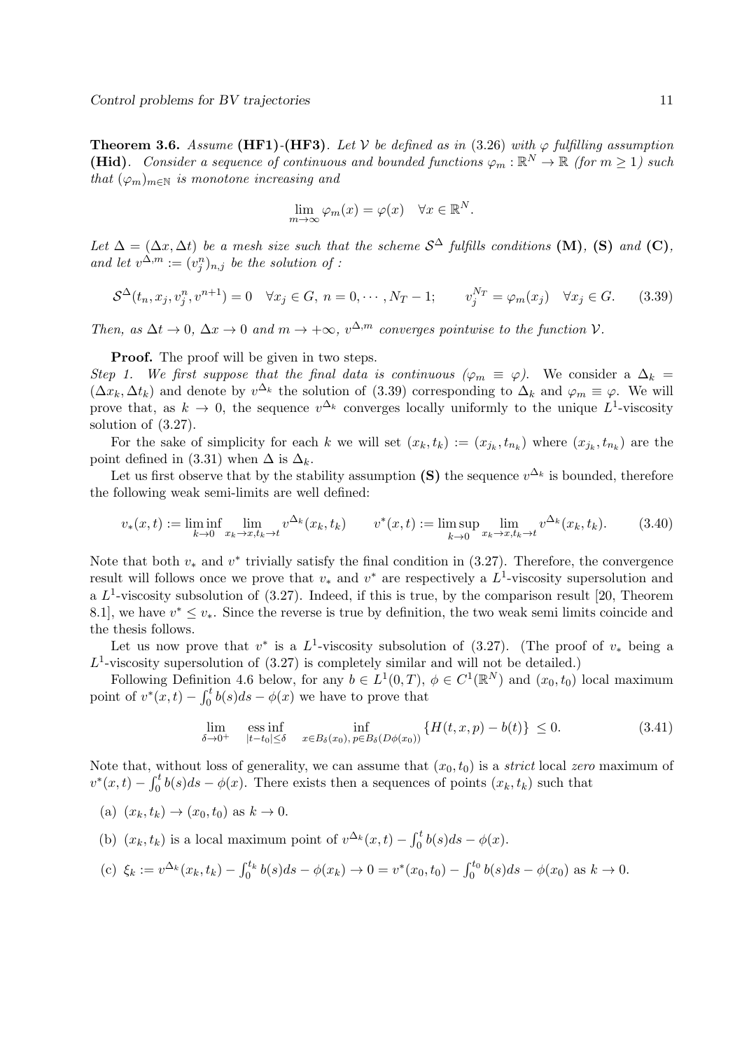**Theorem 3.6.** *Assume* **(HF1)**-**(HF3)**. *Let $\mathcal{V}$ be defined as in (3.26) with $\varphi$ fulfilling assumption* **(Hid)**. *Consider a sequence of continuous and bounded functions $\varphi_m : \mathbb{R}^N \to \mathbb{R}$ (for $m \geq 1$) such that $(\varphi_m)_{m\in\mathbb{N}}$ is monotone increasing and*

$$\lim_{m\to\infty} \varphi_m(x) = \varphi(x) \quad \forall x \in \mathbb{R}^N.$$

*Let $\Delta = (\Delta x, \Delta t)$ be a mesh size such that the scheme $\mathcal{S}^\Delta$ fulfills conditions* **(M)**, **(S)** *and* **(C)**, *and let $v^{\Delta,m} := (v_j^n)_{n,j}$ be the solution of :*

$$\mathcal{S}^\Delta(t_n, x_j, v_j^n, v^{n+1}) = 0 \quad \forall x_j \in G,\ n = 0, \cdots, N_T - 1; \qquad v_j^{N_T} = \varphi_m(x_j) \quad \forall x_j \in G. \tag{3.39}$$

*Then, as $\Delta t \to 0$, $\Delta x \to 0$ and $m \to +\infty$, $v^{\Delta,m}$ converges pointwise to the function $\mathcal{V}$.*

**Proof.** The proof will be given in two steps.
*Step 1. We first suppose that the final data is continuous ($\varphi_m \equiv \varphi$).* We consider a $\Delta_k = (\Delta x_k, \Delta t_k)$ and denote by $v^{\Delta_k}$ the solution of (3.39) corresponding to $\Delta_k$ and $\varphi_m \equiv \varphi$. We will prove that, as $k \to 0$, the sequence $v^{\Delta_k}$ converges locally uniformly to the unique $L^1$-viscosity solution of (3.27).

For the sake of simplicity for each $k$ we will set $(x_k, t_k) := (x_{j_k}, t_{n_k})$ where $(x_{j_k}, t_{n_k})$ are the point defined in (3.31) when $\Delta$ is $\Delta_k$.

Let us first observe that by the stability assumption **(S)** the sequence $v^{\Delta_k}$ is bounded, therefore the following weak semi-limits are well defined:

$$v_*(x,t) := \liminf_{k\to 0} \lim_{x_k \to x, t_k \to t} v^{\Delta_k}(x_k, t_k) \qquad v^*(x,t) := \limsup_{k\to 0} \lim_{x_k \to x, t_k \to t} v^{\Delta_k}(x_k, t_k). \tag{3.40}$$

Note that both $v_*$ and $v^*$ trivially satisfy the final condition in (3.27). Therefore, the convergence result will follows once we prove that $v_*$ and $v^*$ are respectively a $L^1$-viscosity supersolution and a $L^1$-viscosity subsolution of (3.27). Indeed, if this is true, by the comparison result [20, Theorem 8.1], we have $v^* \leq v_*$. Since the reverse is true by definition, the two weak semi limits coincide and the thesis follows.

Let us now prove that $v^*$ is a $L^1$-viscosity subsolution of (3.27). (The proof of $v_*$ being a $L^1$-viscosity supersolution of (3.27) is completely similar and will not be detailed.)

Following Definition 4.6 below, for any $b \in L^1(0,T)$, $\phi \in C^1(\mathbb{R}^N)$ and $(x_0, t_0)$ local maximum point of $v^*(x,t) - \int_0^t b(s)ds - \phi(x)$ we have to prove that

$$\lim_{\delta\to 0^+} \operatorname*{ess\,inf}_{|t-t_0|\leq\delta} \inf_{x\in B_\delta(x_0),\, p\in B_\delta(D\phi(x_0))} \{H(t,x,p) - b(t)\} \leq 0. \tag{3.41}$$

Note that, without loss of generality, we can assume that $(x_0, t_0)$ is a *strict* local *zero* maximum of $v^*(x,t) - \int_0^t b(s)ds - \phi(x)$. There exists then a sequences of points $(x_k, t_k)$ such that

(a) $(x_k, t_k) \to (x_0, t_0)$ as $k \to 0$.

(b) $(x_k, t_k)$ is a local maximum point of $v^{\Delta_k}(x,t) - \int_0^t b(s)ds - \phi(x)$.

(c) $\xi_k := v^{\Delta_k}(x_k, t_k) - \int_0^{t_k} b(s)ds - \phi(x_k) \to 0 = v^*(x_0, t_0) - \int_0^{t_0} b(s)ds - \phi(x_0)$ as $k \to 0$.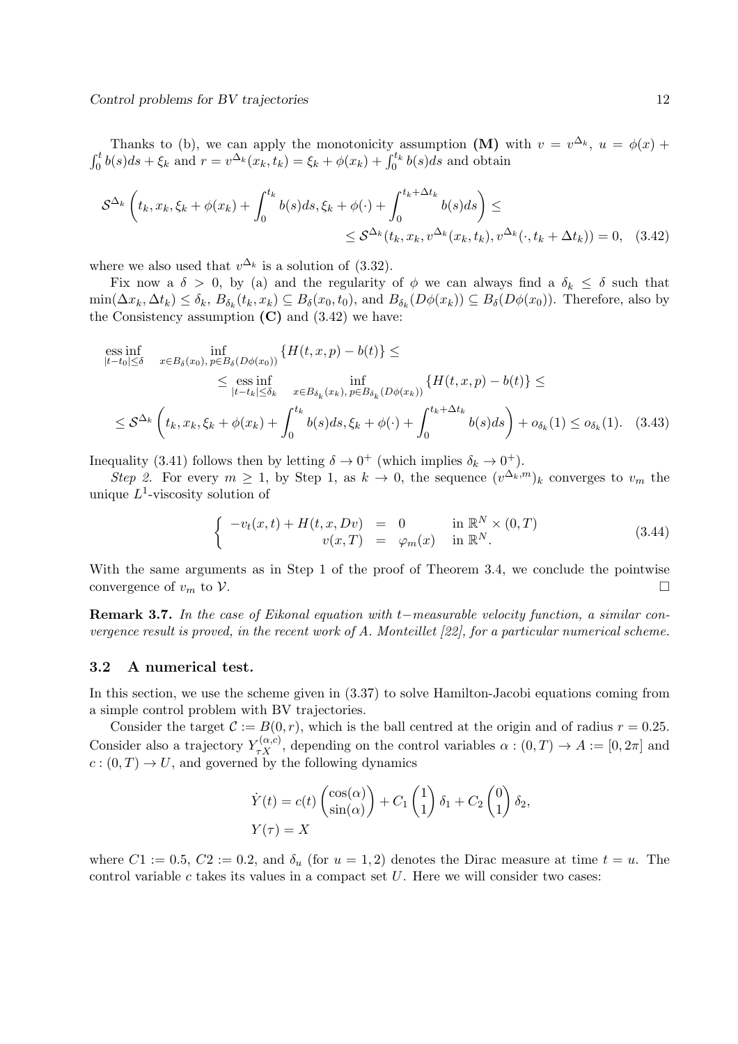Thanks to (b), we can apply the monotonicity assumption **(M)** with $v = v^{\Delta_k}$, $u = \phi(x) + \int_0^t b(s)ds + \xi_k$ and $r = v^{\Delta_k}(x_k, t_k) = \xi_k + \phi(x_k) + \int_0^{t_k} b(s)ds$ and obtain

$$\mathcal{S}^{\Delta_k}\left(t_k, x_k, \xi_k + \phi(x_k) + \int_0^{t_k} b(s)ds, \xi_k + \phi(\cdot) + \int_0^{t_k+\Delta t_k} b(s)ds\right) \leq \\ \leq \mathcal{S}^{\Delta_k}(t_k, x_k, v^{\Delta_k}(x_k, t_k), v^{\Delta_k}(\cdot, t_k + \Delta t_k)) = 0, \quad (3.42)$$

where we also used that $v^{\Delta_k}$ is a solution of (3.32).

Fix now a $\delta > 0$, by (a) and the regularity of $\phi$ we can always find a $\delta_k \leq \delta$ such that $\min(\Delta x_k, \Delta t_k) \leq \delta_k$, $B_{\delta_k}(t_k, x_k) \subseteq B_\delta(x_0, t_0)$, and $B_{\delta_k}(D\phi(x_k)) \subseteq B_\delta(D\phi(x_0))$. Therefore, also by the Consistency assumption **(C)** and (3.42) we have:

$$\begin{aligned}
&\operatorname*{ess\,inf}_{|t-t_0|\leq\delta} \inf_{x\in B_\delta(x_0),\, p\in B_\delta(D\phi(x_0))} \{H(t,x,p) - b(t)\} \leq \\
&\qquad \leq \operatorname*{ess\,inf}_{|t-t_k|\leq\delta_k} \inf_{x\in B_{\delta_k}(x_k),\, p\in B_{\delta_k}(D\phi(x_k))} \{H(t,x,p) - b(t)\} \leq \\
&\leq \mathcal{S}^{\Delta_k}\left(t_k, x_k, \xi_k + \phi(x_k) + \int_0^{t_k} b(s)ds, \xi_k + \phi(\cdot) + \int_0^{t_k+\Delta t_k} b(s)ds\right) + o_{\delta_k}(1) \leq o_{\delta_k}(1). \quad (3.43)
\end{aligned}$$

Inequality (3.41) follows then by letting $\delta \to 0^+$ (which implies $\delta_k \to 0^+$).

*Step 2.* For every $m \geq 1$, by Step 1, as $k \to 0$, the sequence $(v^{\Delta_k, m})_k$ converges to $v_m$ the unique $L^1$-viscosity solution of

$$\begin{cases} -v_t(x,t) + H(t,x,Dv) = 0 & \text{in } \mathbb{R}^N \times (0,T) \\ v(x,T) = \varphi_m(x) & \text{in } \mathbb{R}^N. \end{cases} \quad (3.44)$$

With the same arguments as in Step 1 of the proof of Theorem 3.4, we conclude the pointwise convergence of $v_m$ to $\mathcal{V}$. □

**Remark 3.7.** *In the case of Eikonal equation with $t-$measurable velocity function, a similar convergence result is proved, in the recent work of A. Monteillet [22], for a particular numerical scheme.*

### 3.2 A numerical test.

In this section, we use the scheme given in (3.37) to solve Hamilton-Jacobi equations coming from a simple control problem with BV trajectories.

Consider the target $\mathcal{C} := B(0, r)$, which is the ball centred at the origin and of radius $r = 0.25$. Consider also a trajectory $Y_{\tau X}^{(\alpha,c)}$, depending on the control variables $\alpha : (0,T) \to A := [0, 2\pi]$ and $c : (0,T) \to U$, and governed by the following dynamics

$$\dot{Y}(t) = c(t)\begin{pmatrix}\cos(\alpha)\\ \sin(\alpha)\end{pmatrix} + C_1 \begin{pmatrix}1\\1\end{pmatrix}\delta_1 + C_2 \begin{pmatrix}0\\1\end{pmatrix}\delta_2,$$
$$Y(\tau) = X$$

where $C1 := 0.5$, $C2 := 0.2$, and $\delta_u$ (for $u = 1, 2$) denotes the Dirac measure at time $t = u$. The control variable $c$ takes its values in a compact set $U$. Here we will consider two cases: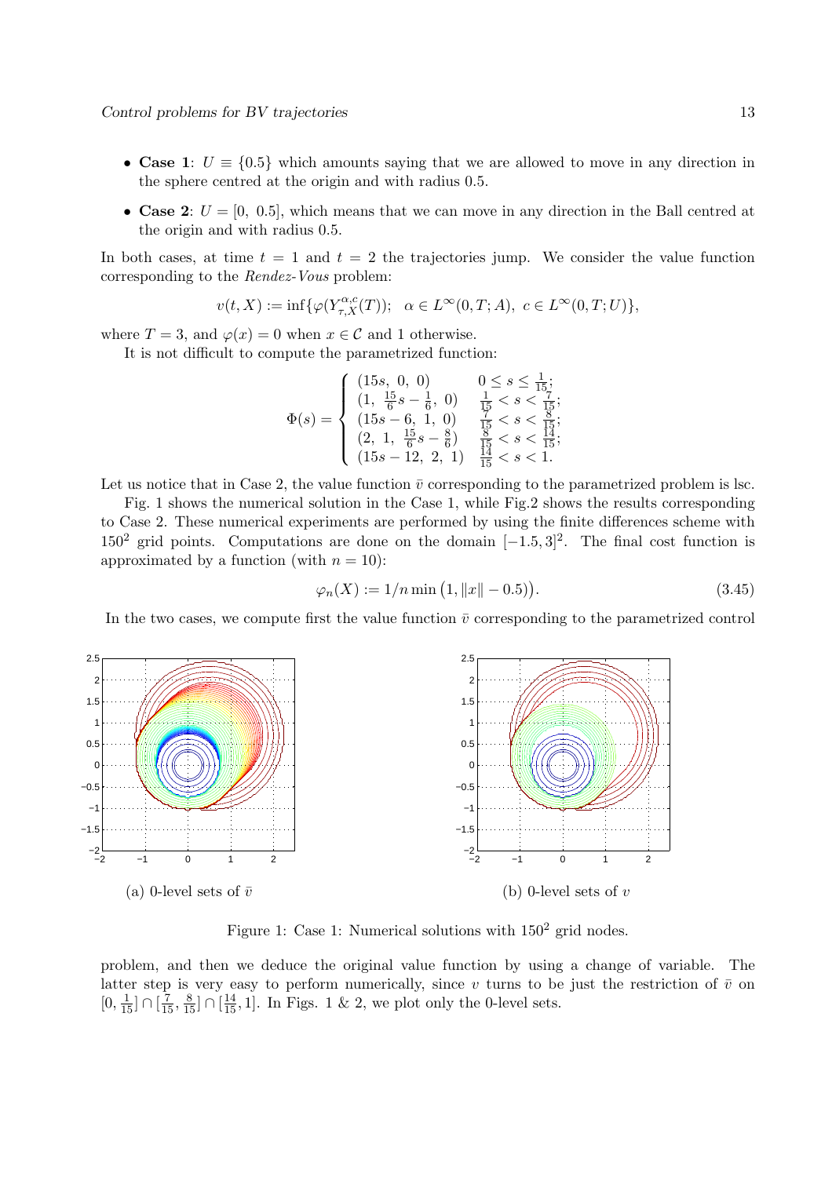- **Case 1**: $U \equiv \{0.5\}$ which amounts saying that we are allowed to move in any direction in the sphere centred at the origin and with radius 0.5.
- **Case 2**: $U = [0,\ 0.5]$, which means that we can move in any direction in the Ball centred at the origin and with radius 0.5.

In both cases, at time $t = 1$ and $t = 2$ the trajectories jump. We consider the value function corresponding to the *Rendez-Vous* problem:

$$v(t, X) := \inf\{\varphi(Y^{\alpha,c}_{\tau,X}(T));\ \ \alpha \in L^\infty(0, T; A),\ c \in L^\infty(0, T; U)\},$$

where $T = 3$, and $\varphi(x) = 0$ when $x \in \mathcal{C}$ and 1 otherwise.

It is not difficult to compute the parametrized function:

$$\Phi(s) = \begin{cases} (15s,\ 0,\ 0) & 0 \le s \le \frac{1}{15}; \\ (1,\ \frac{15}{6}s - \frac{1}{6},\ 0) & \frac{1}{15} < s < \frac{7}{15}; \\ (15s - 6,\ 1,\ 0) & \frac{7}{15} < s < \frac{8}{15}; \\ (2,\ 1,\ \frac{15}{6}s - \frac{8}{6}) & \frac{8}{15} < s < \frac{14}{15}; \\ (15s - 12,\ 2,\ 1) & \frac{14}{15} < s < 1. \end{cases}$$

Let us notice that in Case 2, the value function $\bar{v}$ corresponding to the parametrized problem is lsc.

Fig. 1 shows the numerical solution in the Case 1, while Fig.2 shows the results corresponding to Case 2. These numerical experiments are performed by using the finite differences scheme with $150^2$ grid points. Computations are done on the domain $[-1.5, 3]^2$. The final cost function is approximated by a function (with $n = 10$):

$$\varphi_n(X) := 1/n \min\big(1, \|x\| - 0.5)\big). \tag{3.45}$$

In the two cases, we compute first the value function $\bar{v}$ corresponding to the parametrized control

(a) 0-level sets of $\bar{v}$

(b) 0-level sets of $v$

Figure 1: Case 1: Numerical solutions with $150^2$ grid nodes.

problem, and then we deduce the original value function by using a change of variable. The latter step is very easy to perform numerically, since $v$ turns to be just the restriction of $\bar{v}$ on $[0, \frac{1}{15}] \cap [\frac{7}{15}, \frac{8}{15}] \cap [\frac{14}{15}, 1]$. In Figs. 1 & 2, we plot only the 0-level sets.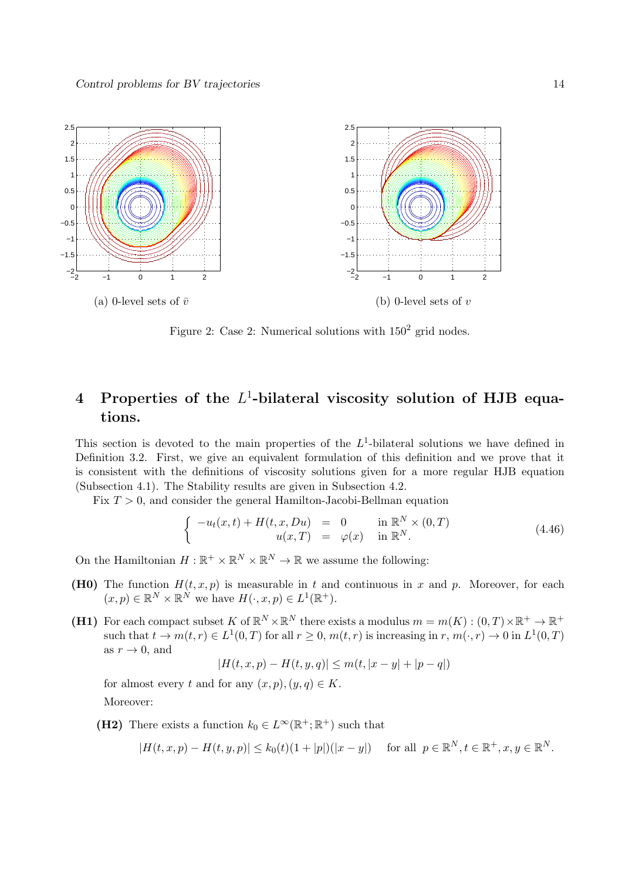(a) 0-level sets of $\bar{v}$

(b) 0-level sets of $v$

Figure 2: Case 2: Numerical solutions with $150^2$ grid nodes.

## 4 Properties of the $L^1$-bilateral viscosity solution of HJB equations.

This section is devoted to the main properties of the $L^1$-bilateral solutions we have defined in Definition 3.2. First, we give an equivalent formulation of this definition and we prove that it is consistent with the definitions of viscosity solutions given for a more regular HJB equation (Subsection 4.1). The Stability results are given in Subsection 4.2.

Fix $T > 0$, and consider the general Hamilton-Jacobi-Bellman equation

$$\begin{cases} -u_t(x,t) + H(t,x,Du) &= 0 \quad \text{in } \mathbb{R}^N \times (0,T) \\ u(x,T) &= \varphi(x) \quad \text{in } \mathbb{R}^N. \end{cases} \tag{4.46}$$

On the Hamiltonian $H : \mathbb{R}^+ \times \mathbb{R}^N \times \mathbb{R}^N \to \mathbb{R}$ we assume the following:

**(H0)** The function $H(t,x,p)$ is measurable in $t$ and continuous in $x$ and $p$. Moreover, for each $(x,p) \in \mathbb{R}^N \times \mathbb{R}^N$ we have $H(\cdot,x,p) \in L^1(\mathbb{R}^+)$.

**(H1)** For each compact subset $K$ of $\mathbb{R}^N \times \mathbb{R}^N$ there exists a modulus $m = m(K) : (0,T) \times \mathbb{R}^+ \to \mathbb{R}^+$ such that $t \to m(t,r) \in L^1(0,T)$ for all $r \geq 0$, $m(t,r)$ is increasing in $r$, $m(\cdot,r) \to 0$ in $L^1(0,T)$ as $r \to 0$, and

$$|H(t,x,p) - H(t,y,q)| \leq m(t, |x-y| + |p-q|)$$

for almost every $t$ and for any $(x,p),(y,q) \in K$.

Moreover:

**(H2)** There exists a function $k_0 \in L^\infty(\mathbb{R}^+;\mathbb{R}^+)$ such that

$$|H(t,x,p) - H(t,y,p)| \leq k_0(t)(1+|p|)(|x-y|) \quad \text{for all } p \in \mathbb{R}^N, t \in \mathbb{R}^+, x,y \in \mathbb{R}^N.$$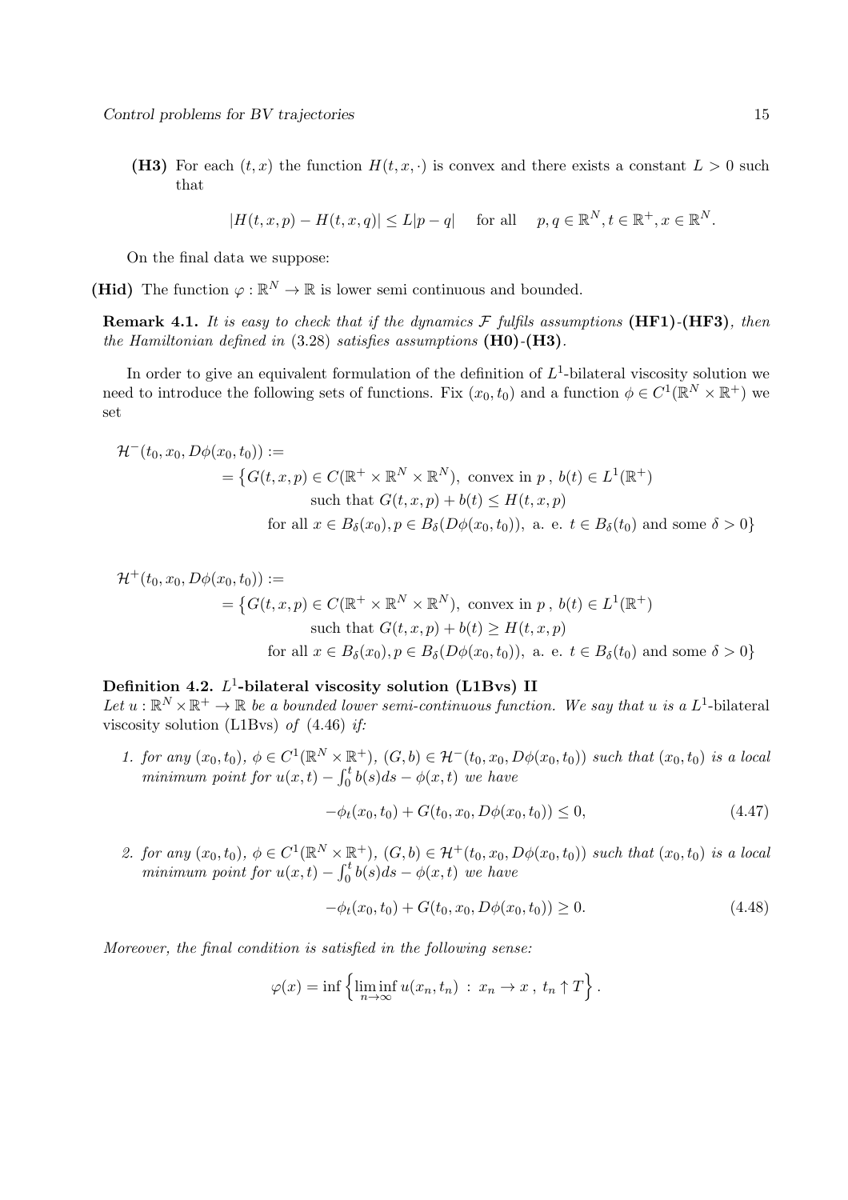**(H3)** For each $(t, x)$ the function $H(t, x, \cdot)$ is convex and there exists a constant $L > 0$ such that

$$|H(t, x, p) - H(t, x, q)| \leq L|p - q| \quad \text{ for all } \quad p, q \in \mathbb{R}^N, t \in \mathbb{R}^+, x \in \mathbb{R}^N.$$

On the final data we suppose:

**(Hid)** The function $\varphi : \mathbb{R}^N \to \mathbb{R}$ is lower semi continuous and bounded.

**Remark 4.1.** *It is easy to check that if the dynamics $\mathcal{F}$ fulfils assumptions* **(HF1)**-**(HF3)**, *then the Hamiltonian defined in* (3.28) *satisfies assumptions* **(H0)**-**(H3)**.

In order to give an equivalent formulation of the definition of $L^1$-bilateral viscosity solution we need to introduce the following sets of functions. Fix $(x_0, t_0)$ and a function $\phi \in C^1(\mathbb{R}^N \times \mathbb{R}^+)$ we set

$$\begin{aligned}
\mathcal{H}^-(t_0, x_0, D\phi(x_0, t_0)) &:= \\
&= \big\{ G(t, x, p) \in C(\mathbb{R}^+ \times \mathbb{R}^N \times \mathbb{R}^N), \text{ convex in } p \text{ , } b(t) \in L^1(\mathbb{R}^+) \\
&\qquad \text{such that } G(t, x, p) + b(t) \leq H(t, x, p) \\
&\qquad \text{for all } x \in B_\delta(x_0), p \in B_\delta(D\phi(x_0, t_0)), \text{ a. e. } t \in B_\delta(t_0) \text{ and some } \delta > 0 \big\}
\end{aligned}$$

$$\begin{aligned}
\mathcal{H}^+(t_0, x_0, D\phi(x_0, t_0)) &:= \\
&= \big\{ G(t, x, p) \in C(\mathbb{R}^+ \times \mathbb{R}^N \times \mathbb{R}^N), \text{ convex in } p \text{ , } b(t) \in L^1(\mathbb{R}^+) \\
&\qquad \text{such that } G(t, x, p) + b(t) \geq H(t, x, p) \\
&\qquad \text{for all } x \in B_\delta(x_0), p \in B_\delta(D\phi(x_0, t_0)), \text{ a. e. } t \in B_\delta(t_0) \text{ and some } \delta > 0 \big\}
\end{aligned}$$

**Definition 4.2. $L^1$-bilateral viscosity solution (L1Bvs) II**
*Let $u : \mathbb{R}^N \times \mathbb{R}^+ \to \mathbb{R}$ be a bounded lower semi-continuous function. We say that $u$ is a $L^1$*-bilateral viscosity solution (L1Bvs) *of* (4.46) *if:*

1. *for any $(x_0, t_0)$, $\phi \in C^1(\mathbb{R}^N \times \mathbb{R}^+)$, $(G, b) \in \mathcal{H}^-(t_0, x_0, D\phi(x_0, t_0))$ such that $(x_0, t_0)$ is a local minimum point for $u(x, t) - \int_0^t b(s)ds - \phi(x, t)$ we have*
$$-\phi_t(x_0, t_0) + G(t_0, x_0, D\phi(x_0, t_0)) \leq 0, \tag{4.47}$$

2. *for any $(x_0, t_0)$, $\phi \in C^1(\mathbb{R}^N \times \mathbb{R}^+)$, $(G, b) \in \mathcal{H}^+(t_0, x_0, D\phi(x_0, t_0))$ such that $(x_0, t_0)$ is a local minimum point for $u(x, t) - \int_0^t b(s)ds - \phi(x, t)$ we have*
$$-\phi_t(x_0, t_0) + G(t_0, x_0, D\phi(x_0, t_0)) \geq 0. \tag{4.48}$$

*Moreover, the final condition is satisfied in the following sense:*

$$\varphi(x) = \inf \left\{ \liminf_{n \to \infty} u(x_n, t_n) \, : \, x_n \to x \, , \, t_n \uparrow T \right\}.$$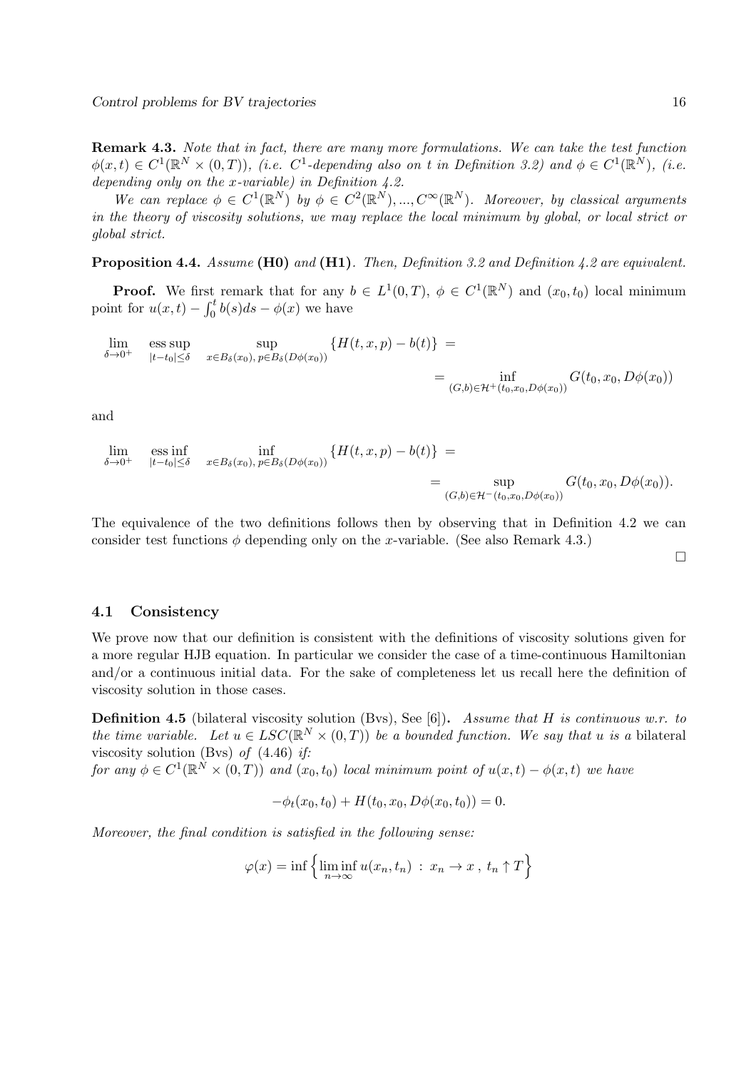**Remark 4.3.** *Note that in fact, there are many more formulations. We can take the test function $\phi(x,t) \in C^1(\mathbb{R}^N \times (0,T))$, (i.e. $C^1$-depending also on $t$ in Definition 3.2) and $\phi \in C^1(\mathbb{R}^N)$, (i.e. depending only on the $x$-variable) in Definition 4.2.*

*We can replace $\phi \in C^1(\mathbb{R}^N)$ by $\phi \in C^2(\mathbb{R}^N), ..., C^\infty(\mathbb{R}^N)$. Moreover, by classical arguments in the theory of viscosity solutions, we may replace the local minimum by global, or local strict or global strict.*

**Proposition 4.4.** *Assume* **(H0)** *and* **(H1)**. *Then, Definition 3.2 and Definition 4.2 are equivalent.*

**Proof.** We first remark that for any $b \in L^1(0,T)$, $\phi \in C^1(\mathbb{R}^N)$ and $(x_0,t_0)$ local minimum point for $u(x,t) - \int_0^t b(s)ds - \phi(x)$ we have

$$\lim_{\delta \to 0^+} \operatorname*{ess\,sup}_{|t-t_0|\le\delta} \sup_{x\in B_\delta(x_0),\, p\in B_\delta(D\phi(x_0))} \{H(t,x,p) - b(t)\} = \\ = \inf_{(G,b)\in\mathcal{H}^+(t_0,x_0,D\phi(x_0))} G(t_0,x_0,D\phi(x_0))$$

and

$$\lim_{\delta \to 0^+} \operatorname*{ess\,inf}_{|t-t_0|\le\delta} \inf_{x\in B_\delta(x_0),\, p\in B_\delta(D\phi(x_0))} \{H(t,x,p) - b(t)\} = \\ = \sup_{(G,b)\in\mathcal{H}^-(t_0,x_0,D\phi(x_0))} G(t_0,x_0,D\phi(x_0)).$$

The equivalence of the two definitions follows then by observing that in Definition 4.2 we can consider test functions $\phi$ depending only on the $x$-variable. (See also Remark 4.3.)

□

### 4.1 Consistency

We prove now that our definition is consistent with the definitions of viscosity solutions given for a more regular HJB equation. In particular we consider the case of a time-continuous Hamiltonian and/or a continuous initial data. For the sake of completeness let us recall here the definition of viscosity solution in those cases.

**Definition 4.5** (bilateral viscosity solution (Bvs), See [6])**.** *Assume that $H$ is continuous w.r. to the time variable. Let $u \in LSC(\mathbb{R}^N \times (0,T))$ be a bounded function. We say that $u$ is a* bilateral viscosity solution (Bvs) *of* (4.46) *if:*
*for any $\phi \in C^1(\mathbb{R}^N \times (0,T))$ and $(x_0,t_0)$ local minimum point of $u(x,t) - \phi(x,t)$ we have*

$$-\phi_t(x_0,t_0) + H(t_0,x_0,D\phi(x_0,t_0)) = 0.$$

*Moreover, the final condition is satisfied in the following sense:*

$$\varphi(x) = \inf\left\{\liminf_{n\to\infty} u(x_n,t_n) \;:\; x_n \to x \;,\; t_n \uparrow T\right\}$$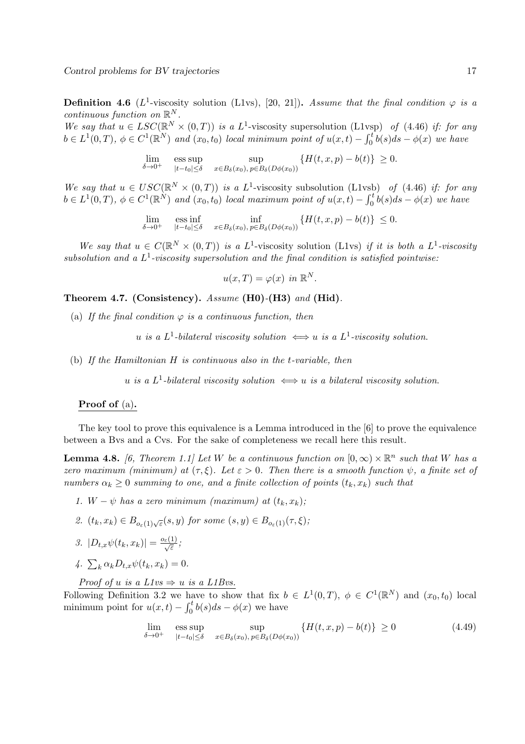**Definition 4.6** ($L^1$-viscosity solution (L1vs), [20, 21])**.** *Assume that the final condition $\varphi$ is a continuous function on $\mathbb{R}^N$.*
*We say that $u \in LSC(\mathbb{R}^N \times (0,T))$ is a* $L^1$-viscosity supersolution (L1vsp) *of* (4.46) *if: for any $b \in L^1(0,T)$, $\phi \in C^1(\mathbb{R}^N)$ and $(x_0,t_0)$ local minimum point of $u(x,t) - \int_0^t b(s)ds - \phi(x)$ we have*

$$\lim_{\delta\to 0^+} \operatorname*{ess\,sup}_{|t-t_0|\le\delta} \sup_{x\in B_\delta(x_0),\, p\in B_\delta(D\phi(x_0))} \{H(t,x,p) - b(t)\} \ge 0.$$

*We say that $u \in USC(\mathbb{R}^N \times (0,T))$ is a* $L^1$-viscosity subsolution (L1vsb) *of* (4.46) *if: for any $b \in L^1(0,T)$, $\phi \in C^1(\mathbb{R}^N)$ and $(x_0,t_0)$ local maximum point of $u(x,t) - \int_0^t b(s)ds - \phi(x)$ we have*

$$\lim_{\delta\to 0^+} \operatorname*{ess\,inf}_{|t-t_0|\le\delta} \inf_{x\in B_\delta(x_0),\, p\in B_\delta(D\phi(x_0))} \{H(t,x,p) - b(t)\} \le 0.$$

*We say that $u \in C(\mathbb{R}^N \times (0,T))$ is a* $L^1$-viscosity solution (L1vs) *if it is both a $L^1$-viscosity subsolution and a $L^1$-viscosity supersolution and the final condition is satisfied pointwise:*

$$u(x,T) = \varphi(x) \text{ in } \mathbb{R}^N.$$

**Theorem 4.7. (Consistency).** *Assume* **(H0)**-**(H3)** *and* **(Hid)**.

(a) *If the final condition $\varphi$ is a continuous function, then*

*$u$ is a $L^1$-bilateral viscosity solution $\iff$ $u$ is a $L^1$-viscosity solution.*

(b) *If the Hamiltonian $H$ is continuous also in the $t$-variable, then*

*$u$ is a $L^1$-bilateral viscosity solution $\iff$ $u$ is a bilateral viscosity solution.*

**Proof of (a).**

The key tool to prove this equivalence is a Lemma introduced in the [6] to prove the equivalence between a Bvs and a Cvs. For the sake of completeness we recall here this result.

**Lemma 4.8.** *[6, Theorem 1.1] Let $W$ be a continuous function on $[0,\infty) \times \mathbb{R}^n$ such that $W$ has a zero maximum (minimum) at $(\tau,\xi)$. Let $\varepsilon > 0$. Then there is a smooth function $\psi$, a finite set of numbers $\alpha_k \ge 0$ summing to one, and a finite collection of points $(t_k, x_k)$ such that*

1. *$W - \psi$ has a zero minimum (maximum) at $(t_k,x_k)$;*
2. *$(t_k,x_k) \in B_{o_\varepsilon(1)\sqrt{\varepsilon}}(s,y)$ for some $(s,y) \in B_{o_\varepsilon(1)}(\tau,\xi)$;*
3. *$|D_{t,x}\psi(t_k,x_k)| = \frac{o_\varepsilon(1)}{\sqrt{\varepsilon}}$;*
4. *$\sum_k \alpha_k D_{t,x}\psi(t_k,x_k) = 0$.*

*Proof of u is a L1vs $\Rightarrow$ u is a L1Bvs.*
Following Definition 3.2 we have to show that fix $b \in L^1(0,T)$, $\phi \in C^1(\mathbb{R}^N)$ and $(x_0,t_0)$ local minimum point for $u(x,t) - \int_0^t b(s)ds - \phi(x)$ we have

$$\lim_{\delta\to 0^+} \operatorname*{ess\,sup}_{|t-t_0|\le\delta} \sup_{x\in B_\delta(x_0),\, p\in B_\delta(D\phi(x_0))} \{H(t,x,p) - b(t)\} \ge 0 \tag{4.49}$$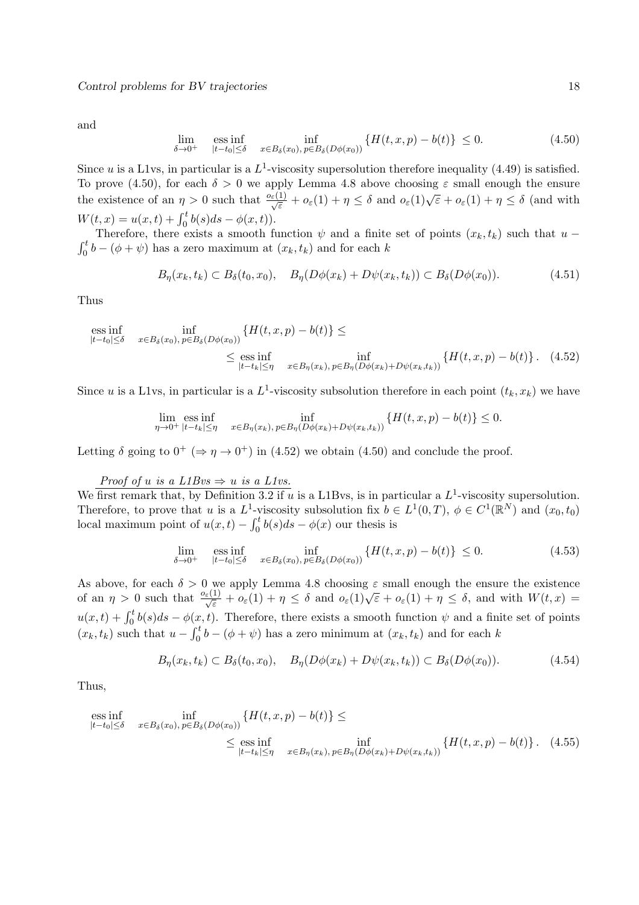and

$$\lim_{\delta\to 0^+} \operatorname*{ess\,inf}_{|t-t_0|\le\delta} \inf_{x\in B_\delta(x_0),\, p\in B_\delta(D\phi(x_0))} \{H(t,x,p)-b(t)\} \le 0. \tag{4.50}$$

Since $u$ is a L1vs, in particular is a $L^1$-viscosity supersolution therefore inequality (4.49) is satisfied. To prove (4.50), for each $\delta > 0$ we apply Lemma 4.8 above choosing $\varepsilon$ small enough the ensure the existence of an $\eta > 0$ such that $\frac{o_\varepsilon(1)}{\sqrt{\varepsilon}} + o_\varepsilon(1) + \eta \le \delta$ and $o_\varepsilon(1)\sqrt{\varepsilon} + o_\varepsilon(1) + \eta \le \delta$ (and with $W(t,x) = u(x,t) + \int_0^t b(s)ds - \phi(x,t)$).

Therefore, there exists a smooth function $\psi$ and a finite set of points $(x_k, t_k)$ such that $u - \int_0^t b - (\phi+\psi)$ has a zero maximum at $(x_k, t_k)$ and for each $k$

$$B_\eta(x_k,t_k) \subset B_\delta(t_0,x_0), \quad B_\eta(D\phi(x_k)+D\psi(x_k,t_k)) \subset B_\delta(D\phi(x_0)). \tag{4.51}$$

Thus

$$\begin{aligned}\operatorname*{ess\,inf}_{|t-t_0|\le\delta} &\inf_{x\in B_\delta(x_0),\, p\in B_\delta(D\phi(x_0))} \{H(t,x,p)-b(t)\} \le \\ &\le \operatorname*{ess\,inf}_{|t-t_k|\le\eta} \inf_{x\in B_\eta(x_k),\, p\in B_\eta(D\phi(x_k)+D\psi(x_k,t_k))} \{H(t,x,p)-b(t)\}. \end{aligned}\tag{4.52}$$

Since $u$ is a L1vs, in particular is a $L^1$-viscosity subsolution therefore in each point $(t_k, x_k)$ we have

$$\lim_{\eta\to 0^+} \operatorname*{ess\,inf}_{|t-t_k|\le\eta} \inf_{x\in B_\eta(x_k),\, p\in B_\eta(D\phi(x_k)+D\psi(x_k,t_k))} \{H(t,x,p)-b(t)\} \le 0.$$

Letting $\delta$ going to $0^+$ ($\Rightarrow \eta \to 0^+$) in (4.52) we obtain (4.50) and conclude the proof.

*Proof of u is a L1Bvs $\Rightarrow$ u is a L1vs.*

We first remark that, by Definition 3.2 if $u$ is a L1Bvs, is in particular a $L^1$-viscosity supersolution. Therefore, to prove that $u$ is a $L^1$-viscosity subsolution fix $b \in L^1(0,T)$, $\phi \in C^1(\mathbb{R}^N)$ and $(x_0, t_0)$ local maximum point of $u(x,t) - \int_0^t b(s)ds - \phi(x)$ our thesis is

$$\lim_{\delta\to 0^+} \operatorname*{ess\,inf}_{|t-t_0|\le\delta} \inf_{x\in B_\delta(x_0),\, p\in B_\delta(D\phi(x_0))} \{H(t,x,p)-b(t)\} \le 0. \tag{4.53}$$

As above, for each $\delta > 0$ we apply Lemma 4.8 choosing $\varepsilon$ small enough the ensure the existence of an $\eta > 0$ such that $\frac{o_\varepsilon(1)}{\sqrt{\varepsilon}} + o_\varepsilon(1) + \eta \le \delta$ and $o_\varepsilon(1)\sqrt{\varepsilon} + o_\varepsilon(1) + \eta \le \delta$, and with $W(t,x) = u(x,t) + \int_0^t b(s)ds - \phi(x,t)$. Therefore, there exists a smooth function $\psi$ and a finite set of points $(x_k, t_k)$ such that $u - \int_0^t b - (\phi+\psi)$ has a zero minimum at $(x_k, t_k)$ and for each $k$

$$B_\eta(x_k,t_k) \subset B_\delta(t_0,x_0), \quad B_\eta(D\phi(x_k)+D\psi(x_k,t_k)) \subset B_\delta(D\phi(x_0)). \tag{4.54}$$

Thus,

$$\begin{aligned}\operatorname*{ess\,inf}_{|t-t_0|\le\delta} &\inf_{x\in B_\delta(x_0),\, p\in B_\delta(D\phi(x_0))} \{H(t,x,p)-b(t)\} \le \\ &\le \operatorname*{ess\,inf}_{|t-t_k|\le\eta} \inf_{x\in B_\eta(x_k),\, p\in B_\eta(D\phi(x_k)+D\psi(x_k,t_k))} \{H(t,x,p)-b(t)\}. \end{aligned}\tag{4.55}$$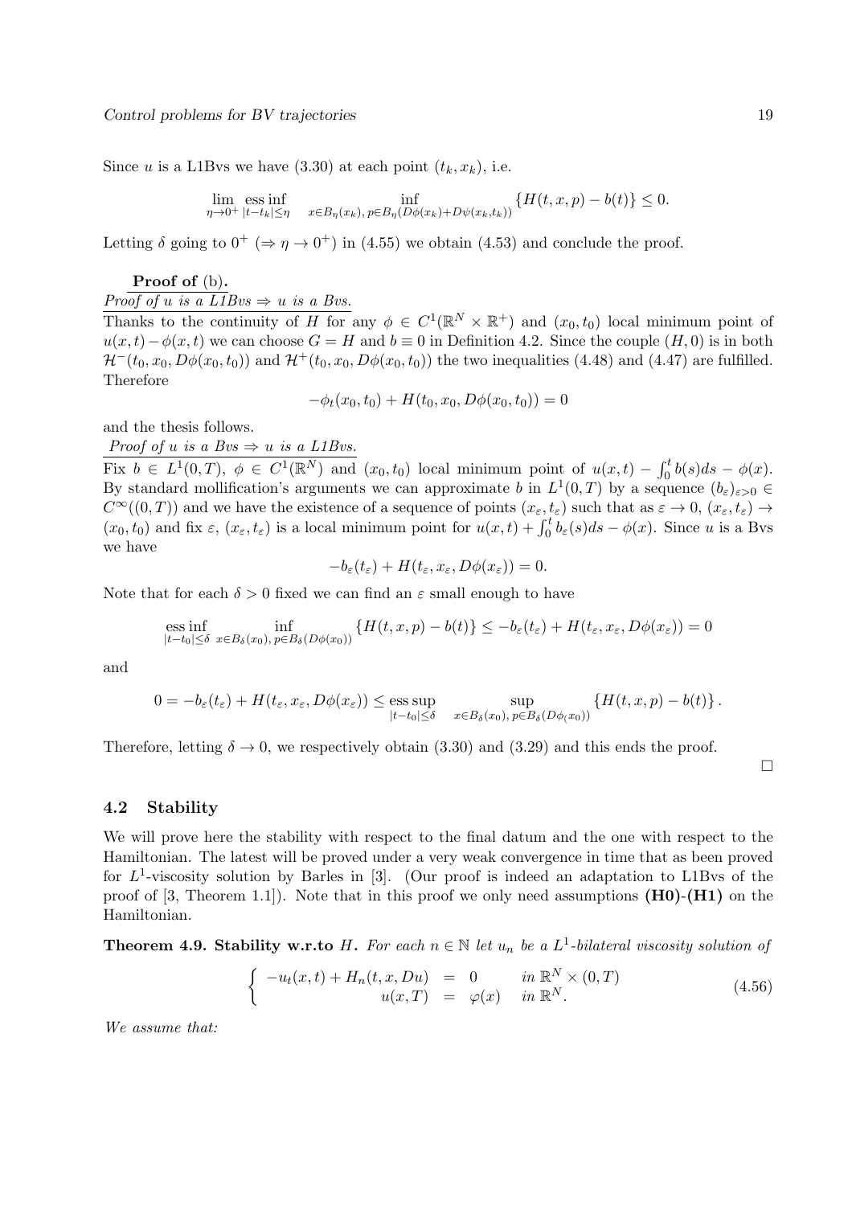Since $u$ is a L1Bvs we have (3.30) at each point $(t_k, x_k)$, i.e.

$$\lim_{\eta\to 0^+} \operatorname*{ess\,inf}_{|t-t_k|\le \eta} \inf_{x\in B_\eta(x_k),\, p\in B_\eta(D\phi(x_k)+D\psi(x_k,t_k))} \{H(t,x,p) - b(t)\} \le 0.$$

Letting $\delta$ going to $0^+$ ($\Rightarrow \eta \to 0^+$) in (4.55) we obtain (4.53) and conclude the proof.

**Proof of** (b)**.**

*Proof of u is a L1Bvs $\Rightarrow$ u is a Bvs.*

Thanks to the continuity of $H$ for any $\phi \in C^1(\mathbb{R}^N \times \mathbb{R}^+)$ and $(x_0,t_0)$ local minimum point of $u(x,t) - \phi(x,t)$ we can choose $G = H$ and $b \equiv 0$ in Definition 4.2. Since the couple $(H,0)$ is in both $\mathcal{H}^-(t_0, x_0, D\phi(x_0,t_0))$ and $\mathcal{H}^+(t_0,x_0,D\phi(x_0,t_0))$ the two inequalities (4.48) and (4.47) are fulfilled. Therefore

$$-\phi_t(x_0,t_0) + H(t_0,x_0,D\phi(x_0,t_0)) = 0$$

and the thesis follows.

*Proof of u is a Bvs $\Rightarrow$ u is a L1Bvs.*

Fix $b \in L^1(0,T)$, $\phi \in C^1(\mathbb{R}^N)$ and $(x_0,t_0)$ local minimum point of $u(x,t) - \int_0^t b(s)ds - \phi(x)$. By standard mollification's arguments we can approximate $b$ in $L^1(0,T)$ by a sequence $(b_\varepsilon)_{\varepsilon>0} \in C^\infty((0,T))$ and we have the existence of a sequence of points $(x_\varepsilon, t_\varepsilon)$ such that as $\varepsilon \to 0$, $(x_\varepsilon,t_\varepsilon) \to (x_0,t_0)$ and fix $\varepsilon$, $(x_\varepsilon,t_\varepsilon)$ is a local minimum point for $u(x,t) + \int_0^t b_\varepsilon(s)ds - \phi(x)$. Since $u$ is a Bvs we have

$$-b_\varepsilon(t_\varepsilon) + H(t_\varepsilon, x_\varepsilon, D\phi(x_\varepsilon)) = 0.$$

Note that for each $\delta > 0$ fixed we can find an $\varepsilon$ small enough to have

$$\operatorname*{ess\,inf}_{|t-t_0|\le\delta} \inf_{x\in B_\delta(x_0),\, p\in B_\delta(D\phi(x_0))} \{H(t,x,p) - b(t)\} \le -b_\varepsilon(t_\varepsilon) + H(t_\varepsilon,x_\varepsilon,D\phi(x_\varepsilon)) = 0$$

and

$$0 = -b_\varepsilon(t_\varepsilon) + H(t_\varepsilon,x_\varepsilon,D\phi(x_\varepsilon)) \le \operatorname*{ess\,sup}_{|t-t_0|\le\delta} \sup_{x\in B_\delta(x_0),\, p\in B_\delta(D\phi(x_0))} \{H(t,x,p) - b(t)\}.$$

Therefore, letting $\delta \to 0$, we respectively obtain (3.30) and (3.29) and this ends the proof.

□

### 4.2 Stability

We will prove here the stability with respect to the final datum and the one with respect to the Hamiltonian. The latest will be proved under a very weak convergence in time that as been proved for $L^1$-viscosity solution by Barles in [3]. (Our proof is indeed an adaptation to L1Bvs of the proof of [3, Theorem 1.1]). Note that in this proof we only need assumptions **(H0)**-**(H1)** on the Hamiltonian.

**Theorem 4.9. Stability w.r.to $H$.** *For each $n \in \mathbb{N}$ let $u_n$ be a $L^1$-bilateral viscosity solution of*

$$\begin{cases} -u_t(x,t) + H_n(t,x,Du) = 0 & \text{in } \mathbb{R}^N \times (0,T) \\ u(x,T) = \varphi(x) & \text{in } \mathbb{R}^N. \end{cases} \tag{4.56}$$

*We assume that:*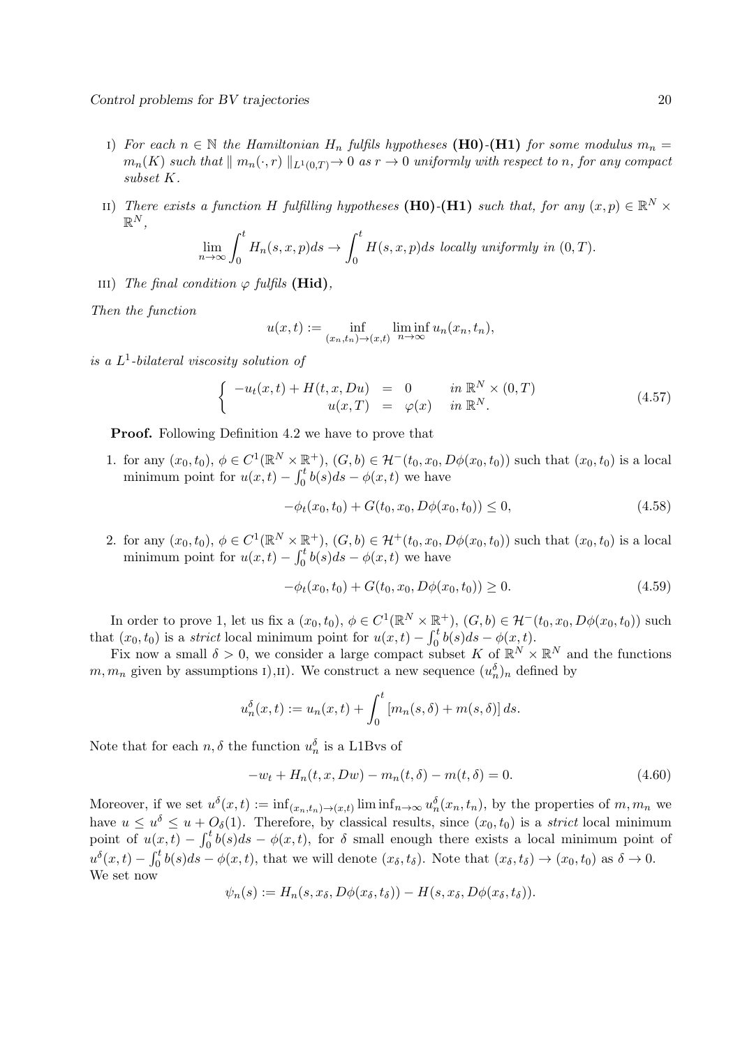I) *For each $n \in \mathbb{N}$ the Hamiltonian $H_n$ fulfils hypotheses* **(H0)**-**(H1)** *for some modulus $m_n = m_n(K)$ such that $\| m_n(\cdot, r) \|_{L^1(0,T)} \to 0$ as $r \to 0$ uniformly with respect to $n$, for any compact subset $K$.*

II) *There exists a function $H$ fulfilling hypotheses* **(H0)**-**(H1)** *such that, for any $(x,p) \in \mathbb{R}^N \times \mathbb{R}^N$,*

$$\lim_{n\to\infty} \int_0^t H_n(s,x,p)ds \to \int_0^t H(s,x,p)ds \text{ locally uniformly in } (0,T).$$

III) *The final condition $\varphi$ fulfils* **(Hid)**,

*Then the function*

$$u(x,t) := \inf_{(x_n,t_n)\to(x,t)} \liminf_{n\to\infty} u_n(x_n,t_n),$$

*is a $L^1$-bilateral viscosity solution of*

$$\begin{cases} -u_t(x,t) + H(t,x,Du) &= 0 \quad \text{in } \mathbb{R}^N \times (0,T) \\ u(x,T) &= \varphi(x) \quad \text{in } \mathbb{R}^N. \end{cases} \tag{4.57}$$

**Proof.** Following Definition 4.2 we have to prove that

1. for any $(x_0,t_0)$, $\phi \in C^1(\mathbb{R}^N \times \mathbb{R}^+)$, $(G,b) \in \mathcal{H}^-(t_0,x_0,D\phi(x_0,t_0))$ such that $(x_0,t_0)$ is a local minimum point for $u(x,t) - \int_0^t b(s)ds - \phi(x,t)$ we have

$$-\phi_t(x_0,t_0) + G(t_0,x_0,D\phi(x_0,t_0)) \leq 0, \tag{4.58}$$

2. for any $(x_0,t_0)$, $\phi \in C^1(\mathbb{R}^N \times \mathbb{R}^+)$, $(G,b) \in \mathcal{H}^+(t_0,x_0,D\phi(x_0,t_0))$ such that $(x_0,t_0)$ is a local minimum point for $u(x,t) - \int_0^t b(s)ds - \phi(x,t)$ we have

$$-\phi_t(x_0,t_0) + G(t_0,x_0,D\phi(x_0,t_0)) \geq 0. \tag{4.59}$$

In order to prove 1, let us fix a $(x_0,t_0)$, $\phi \in C^1(\mathbb{R}^N \times \mathbb{R}^+)$, $(G,b) \in \mathcal{H}^-(t_0,x_0,D\phi(x_0,t_0))$ such that $(x_0,t_0)$ is a *strict* local minimum point for $u(x,t) - \int_0^t b(s)ds - \phi(x,t)$.

Fix now a small $\delta > 0$, we consider a large compact subset $K$ of $\mathbb{R}^N \times \mathbb{R}^N$ and the functions $m, m_n$ given by assumptions I),II). We construct a new sequence $(u_n^\delta)_n$ defined by

$$u_n^\delta(x,t) := u_n(x,t) + \int_0^t [m_n(s,\delta) + m(s,\delta)]\, ds.$$

Note that for each $n, \delta$ the function $u_n^\delta$ is a L1Bvs of

$$-w_t + H_n(t,x,Dw) - m_n(t,\delta) - m(t,\delta) = 0. \tag{4.60}$$

Moreover, if we set $u^\delta(x,t) := \inf_{(x_n,t_n)\to(x,t)} \liminf_{n\to\infty} u_n^\delta(x_n,t_n)$, by the properties of $m, m_n$ we have $u \leq u^\delta \leq u + O_\delta(1)$. Therefore, by classical results, since $(x_0,t_0)$ is a *strict* local minimum point of $u(x,t) - \int_0^t b(s)ds - \phi(x,t)$, for $\delta$ small enough there exists a local minimum point of $u^\delta(x,t) - \int_0^t b(s)ds - \phi(x,t)$, that we will denote $(x_\delta,t_\delta)$. Note that $(x_\delta,t_\delta) \to (x_0,t_0)$ as $\delta \to 0$. We set now

$$\psi_n(s) := H_n(s,x_\delta,D\phi(x_\delta,t_\delta)) - H(s,x_\delta,D\phi(x_\delta,t_\delta)).$$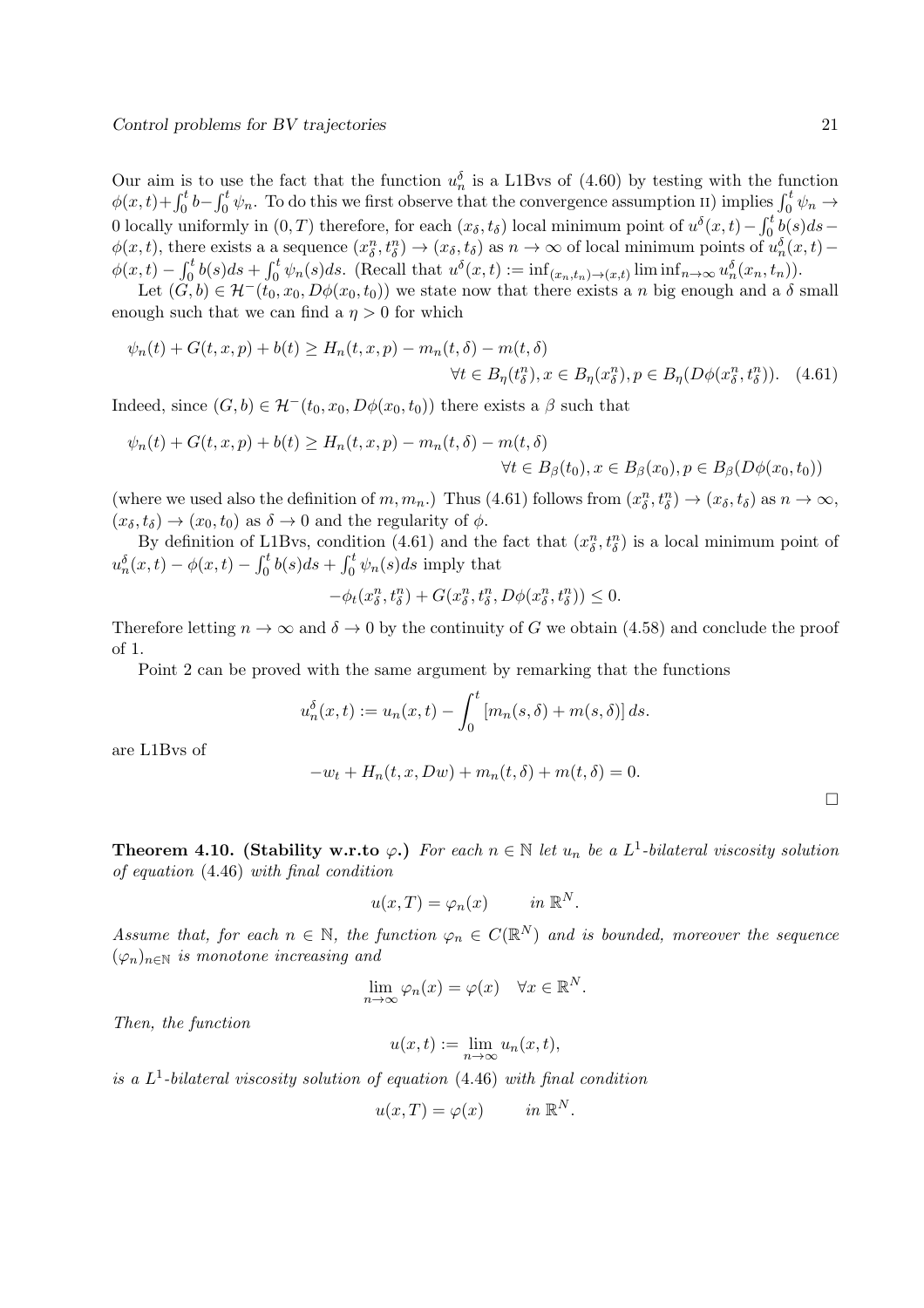Our aim is to use the fact that the function $u_n^\delta$ is a L1Bvs of (4.60) by testing with the function $\phi(x,t)+\int_0^t b - \int_0^t \psi_n$. To do this we first observe that the convergence assumption II) implies $\int_0^t \psi_n \to 0$ locally uniformly in $(0,T)$ therefore, for each $(x_\delta, t_\delta)$ local minimum point of $u^\delta(x,t) - \int_0^t b(s)ds - \phi(x,t)$, there exists a a sequence $(x_\delta^n, t_\delta^n) \to (x_\delta, t_\delta)$ as $n \to \infty$ of local minimum points of $u_n^\delta(x,t) - \phi(x,t) - \int_0^t b(s)ds + \int_0^t \psi_n(s)ds$. (Recall that $u^\delta(x,t) := \inf_{(x_n,t_n)\to(x,t)} \liminf_{n\to\infty} u_n^\delta(x_n,t_n)$).

Let $(G,b) \in \mathcal{H}^-(t_0, x_0, D\phi(x_0,t_0))$ we state now that there exists a $n$ big enough and a $\delta$ small enough such that we can find a $\eta > 0$ for which

$$\psi_n(t) + G(t,x,p) + b(t) \geq H_n(t,x,p) - m_n(t,\delta) - m(t,\delta)$$
$$\forall t \in B_\eta(t_\delta^n), x \in B_\eta(x_\delta^n), p \in B_\eta(D\phi(x_\delta^n, t_\delta^n)). \quad (4.61)$$

Indeed, since $(G,b) \in \mathcal{H}^-(t_0, x_0, D\phi(x_0,t_0))$ there exists a $\beta$ such that

$$\psi_n(t) + G(t,x,p) + b(t) \geq H_n(t,x,p) - m_n(t,\delta) - m(t,\delta)$$
$$\forall t \in B_\beta(t_0), x \in B_\beta(x_0), p \in B_\beta(D\phi(x_0,t_0))$$

(where we used also the definition of $m, m_n$.) Thus (4.61) follows from $(x_\delta^n, t_\delta^n) \to (x_\delta, t_\delta)$ as $n \to \infty$, $(x_\delta, t_\delta) \to (x_0, t_0)$ as $\delta \to 0$ and the regularity of $\phi$.

By definition of L1Bvs, condition (4.61) and the fact that $(x_\delta^n, t_\delta^n)$ is a local minimum point of $u_n^\delta(x,t) - \phi(x,t) - \int_0^t b(s)ds + \int_0^t \psi_n(s)ds$ imply that

$$-\phi_t(x_\delta^n, t_\delta^n) + G(x_\delta^n, t_\delta^n, D\phi(x_\delta^n, t_\delta^n)) \leq 0.$$

Therefore letting $n \to \infty$ and $\delta \to 0$ by the continuity of $G$ we obtain (4.58) and conclude the proof of 1.

Point 2 can be proved with the same argument by remarking that the functions

$$u_n^\delta(x,t) := u_n(x,t) - \int_0^t [m_n(s,\delta) + m(s,\delta)]\, ds.$$

are L1Bvs of

$$-w_t + H_n(t,x,Dw) + m_n(t,\delta) + m(t,\delta) = 0.$$

□

**Theorem 4.10. (Stability w.r.to $\varphi$.)** *For each $n \in \mathbb{N}$ let $u_n$ be a $L^1$-bilateral viscosity solution of equation* (4.46) *with final condition*

$$u(x,T) = \varphi_n(x) \qquad \text{in } \mathbb{R}^N.$$

*Assume that, for each $n \in \mathbb{N}$, the function $\varphi_n \in C(\mathbb{R}^N)$ and is bounded, moreover the sequence $(\varphi_n)_{n\in\mathbb{N}}$ is monotone increasing and*

$$\lim_{n\to\infty} \varphi_n(x) = \varphi(x) \quad \forall x \in \mathbb{R}^N.$$

*Then, the function*

$$u(x,t) := \lim_{n\to\infty} u_n(x,t),$$

*is a $L^1$-bilateral viscosity solution of equation* (4.46) *with final condition*

$$u(x,T) = \varphi(x) \qquad \text{in } \mathbb{R}^N.$$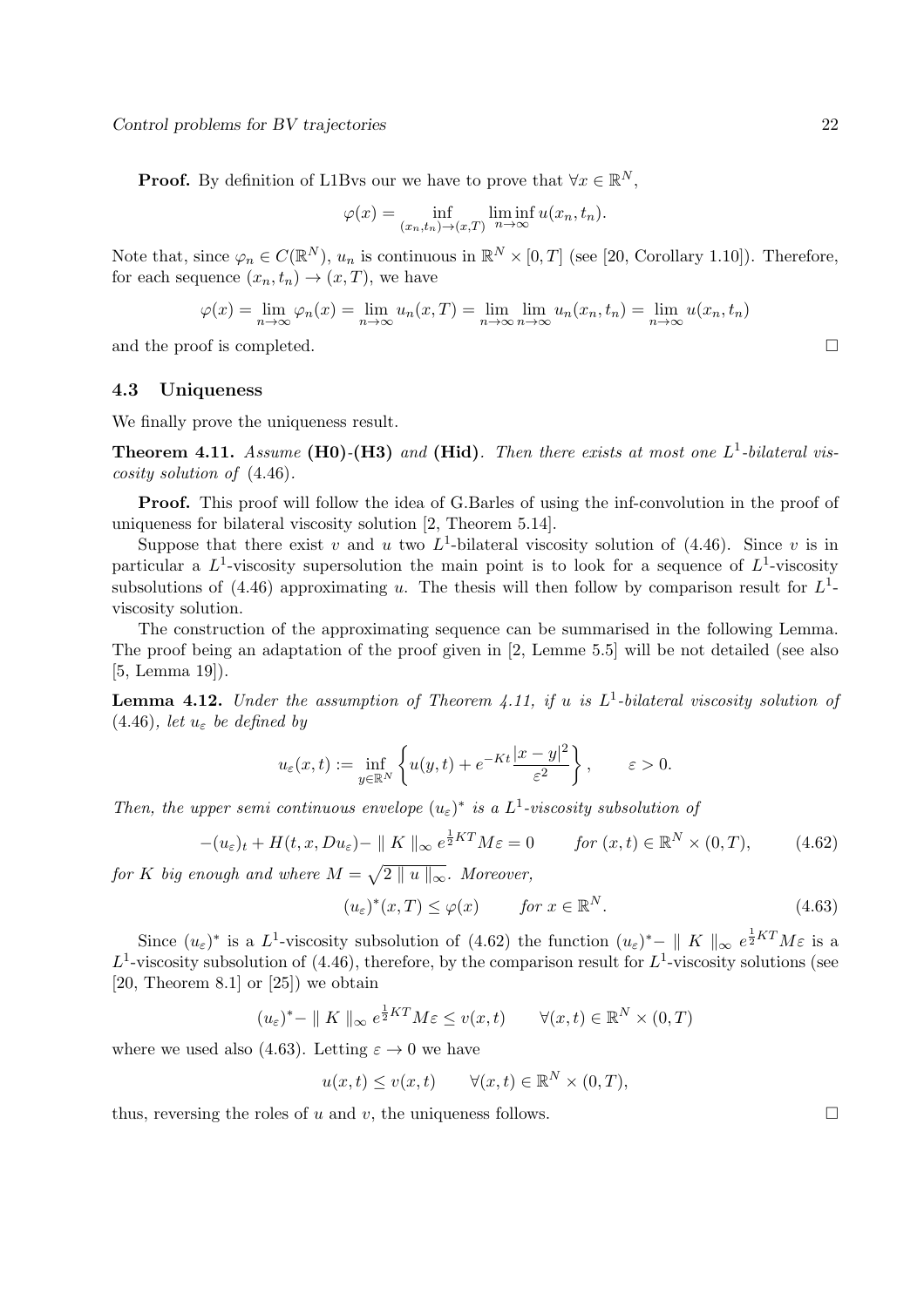**Proof.** By definition of L1Bvs our we have to prove that $\forall x \in \mathbb{R}^N$,

$$\varphi(x) = \inf_{(x_n,t_n)\to(x,T)} \liminf_{n\to\infty} u(x_n, t_n).$$

Note that, since $\varphi_n \in C(\mathbb{R}^N)$, $u_n$ is continuous in $\mathbb{R}^N \times [0,T]$ (see [20, Corollary 1.10]). Therefore, for each sequence $(x_n, t_n) \to (x, T)$, we have

$$\varphi(x) = \lim_{n\to\infty} \varphi_n(x) = \lim_{n\to\infty} u_n(x,T) = \lim_{n\to\infty} \lim_{n\to\infty} u_n(x_n, t_n) = \lim_{n\to\infty} u(x_n, t_n)$$

and the proof is completed. □

### 4.3 Uniqueness

We finally prove the uniqueness result.

**Theorem 4.11.** *Assume* **(H0)**-**(H3)** *and* **(Hid)**. *Then there exists at most one $L^1$-bilateral viscosity solution of* (4.46).

**Proof.** This proof will follow the idea of G.Barles of using the inf-convolution in the proof of uniqueness for bilateral viscosity solution [2, Theorem 5.14].

Suppose that there exist $v$ and $u$ two $L^1$-bilateral viscosity solution of (4.46). Since $v$ is in particular a $L^1$-viscosity supersolution the main point is to look for a sequence of $L^1$-viscosity subsolutions of (4.46) approximating $u$. The thesis will then follow by comparison result for $L^1$-viscosity solution.

The construction of the approximating sequence can be summarised in the following Lemma. The proof being an adaptation of the proof given in [2, Lemme 5.5] will be not detailed (see also [5, Lemma 19]).

**Lemma 4.12.** *Under the assumption of Theorem 4.11, if $u$ is $L^1$-bilateral viscosity solution of* (4.46)*, let $u_\varepsilon$ be defined by*

$$u_\varepsilon(x,t) := \inf_{y\in\mathbb{R}^N} \left\{ u(y,t) + e^{-Kt} \frac{|x-y|^2}{\varepsilon^2} \right\}, \qquad \varepsilon > 0.$$

*Then, the upper semi continuous envelope $(u_\varepsilon)^*$ is a $L^1$-viscosity subsolution of*

$$-(u_\varepsilon)_t + H(t,x,Du_\varepsilon) - \parallel K \parallel_\infty e^{\frac{1}{2}KT} M\varepsilon = 0 \qquad \textit{for } (x,t) \in \mathbb{R}^N \times (0,T), \tag{4.62}$$

*for $K$ big enough and where $M = \sqrt{2 \parallel u \parallel_\infty}$. Moreover,*

$$(u_\varepsilon)^*(x,T) \leq \varphi(x) \qquad \textit{for } x \in \mathbb{R}^N. \tag{4.63}$$

Since $(u_\varepsilon)^*$ is a $L^1$-viscosity subsolution of (4.62) the function $(u_\varepsilon)^* - \parallel K \parallel_\infty e^{\frac{1}{2}KT} M\varepsilon$ is a $L^1$-viscosity subsolution of (4.46), therefore, by the comparison result for $L^1$-viscosity solutions (see [20, Theorem 8.1] or [25]) we obtain

$$(u_\varepsilon)^* - \parallel K \parallel_\infty e^{\frac{1}{2}KT} M\varepsilon \leq v(x,t) \qquad \forall (x,t) \in \mathbb{R}^N \times (0,T)$$

where we used also (4.63). Letting $\varepsilon \to 0$ we have

$$u(x,t) \leq v(x,t) \qquad \forall (x,t) \in \mathbb{R}^N \times (0,T),$$

thus, reversing the roles of $u$ and $v$, the uniqueness follows. □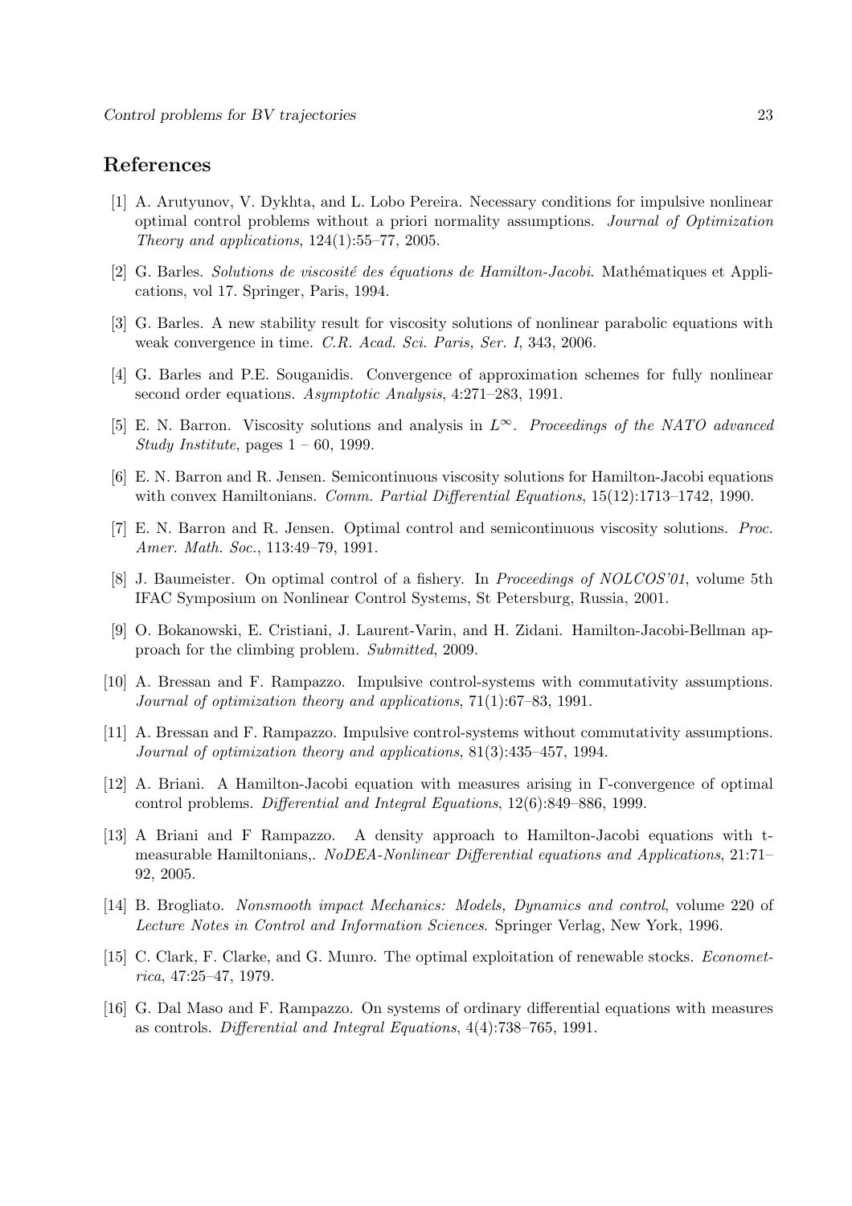## References

[1] A. Arutyunov, V. Dykhta, and L. Lobo Pereira. Necessary conditions for impulsive nonlinear optimal control problems without a priori normality assumptions. *Journal of Optimization Theory and applications*, 124(1):55–77, 2005.

[2] G. Barles. *Solutions de viscosité des équations de Hamilton-Jacobi*. Mathématiques et Applications, vol 17. Springer, Paris, 1994.

[3] G. Barles. A new stability result for viscosity solutions of nonlinear parabolic equations with weak convergence in time. *C.R. Acad. Sci. Paris, Ser. I*, 343, 2006.

[4] G. Barles and P.E. Souganidis. Convergence of approximation schemes for fully nonlinear second order equations. *Asymptotic Analysis*, 4:271–283, 1991.

[5] E. N. Barron. Viscosity solutions and analysis in $L^{\infty}$. *Proceedings of the NATO advanced Study Institute*, pages 1 – 60, 1999.

[6] E. N. Barron and R. Jensen. Semicontinuous viscosity solutions for Hamilton-Jacobi equations with convex Hamiltonians. *Comm. Partial Differential Equations*, 15(12):1713–1742, 1990.

[7] E. N. Barron and R. Jensen. Optimal control and semicontinuous viscosity solutions. *Proc. Amer. Math. Soc.*, 113:49–79, 1991.

[8] J. Baumeister. On optimal control of a fishery. In *Proceedings of NOLCOS'01*, volume 5th IFAC Symposium on Nonlinear Control Systems, St Petersburg, Russia, 2001.

[9] O. Bokanowski, E. Cristiani, J. Laurent-Varin, and H. Zidani. Hamilton-Jacobi-Bellman approach for the climbing problem. *Submitted*, 2009.

[10] A. Bressan and F. Rampazzo. Impulsive control-systems with commutativity assumptions. *Journal of optimization theory and applications*, 71(1):67–83, 1991.

[11] A. Bressan and F. Rampazzo. Impulsive control-systems without commutativity assumptions. *Journal of optimization theory and applications*, 81(3):435–457, 1994.

[12] A. Briani. A Hamilton-Jacobi equation with measures arising in Γ-convergence of optimal control problems. *Differential and Integral Equations*, 12(6):849–886, 1999.

[13] A Briani and F Rampazzo. A density approach to Hamilton-Jacobi equations with t-measurable Hamiltonians,. *NoDEA-Nonlinear Differential equations and Applications*, 21:71–92, 2005.

[14] B. Brogliato. *Nonsmooth impact Mechanics: Models, Dynamics and control*, volume 220 of *Lecture Notes in Control and Information Sciences*. Springer Verlag, New York, 1996.

[15] C. Clark, F. Clarke, and G. Munro. The optimal exploitation of renewable stocks. *Econometrica*, 47:25–47, 1979.

[16] G. Dal Maso and F. Rampazzo. On systems of ordinary differential equations with measures as controls. *Differential and Integral Equations*, 4(4):738–765, 1991.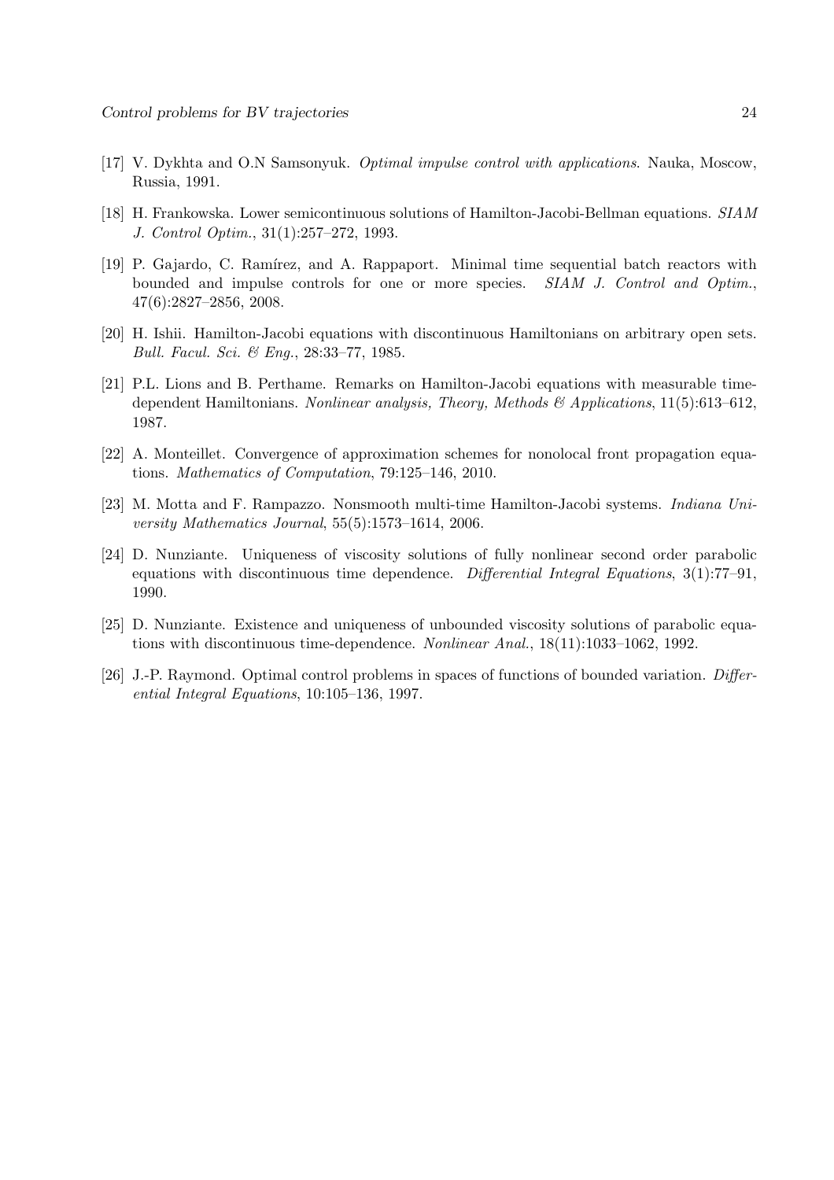[17] V. Dykhta and O.N Samsonyuk. *Optimal impulse control with applications*. Nauka, Moscow, Russia, 1991.

[18] H. Frankowska. Lower semicontinuous solutions of Hamilton-Jacobi-Bellman equations. *SIAM J. Control Optim.*, 31(1):257–272, 1993.

[19] P. Gajardo, C. Ramírez, and A. Rappaport. Minimal time sequential batch reactors with bounded and impulse controls for one or more species. *SIAM J. Control and Optim.*, 47(6):2827–2856, 2008.

[20] H. Ishii. Hamilton-Jacobi equations with discontinuous Hamiltonians on arbitrary open sets. *Bull. Facul. Sci. & Eng.*, 28:33–77, 1985.

[21] P.L. Lions and B. Perthame. Remarks on Hamilton-Jacobi equations with measurable time-dependent Hamiltonians. *Nonlinear analysis, Theory, Methods & Applications*, 11(5):613–612, 1987.

[22] A. Monteillet. Convergence of approximation schemes for nonolocal front propagation equations. *Mathematics of Computation*, 79:125–146, 2010.

[23] M. Motta and F. Rampazzo. Nonsmooth multi-time Hamilton-Jacobi systems. *Indiana University Mathematics Journal*, 55(5):1573–1614, 2006.

[24] D. Nunziante. Uniqueness of viscosity solutions of fully nonlinear second order parabolic equations with discontinuous time dependence. *Differential Integral Equations*, 3(1):77–91, 1990.

[25] D. Nunziante. Existence and uniqueness of unbounded viscosity solutions of parabolic equations with discontinuous time-dependence. *Nonlinear Anal.*, 18(11):1033–1062, 1992.

[26] J.-P. Raymond. Optimal control problems in spaces of functions of bounded variation. *Differential Integral Equations*, 10:105–136, 1997.